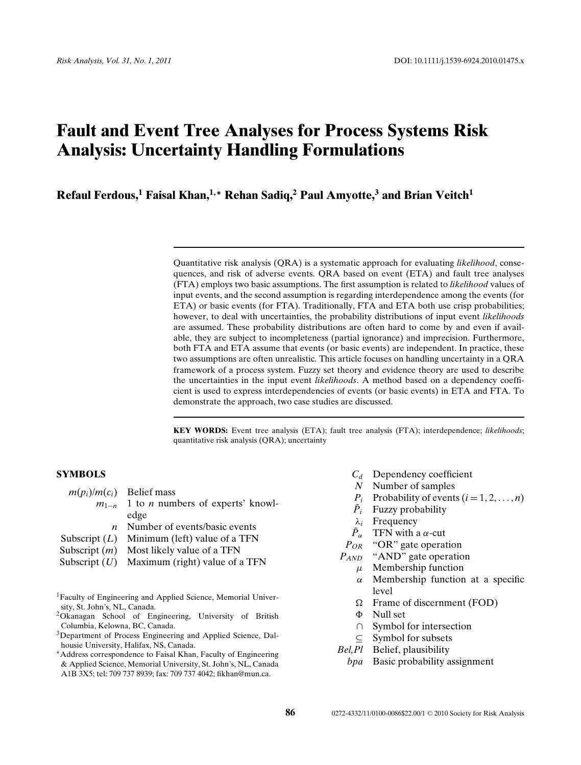# Fault and Event Tree Analyses for Process Systems Risk Analysis: Uncertainty Handling Formulations

**Refaul Ferdous,[1] Faisal Khan,[1,*] Rehan Sadiq,[2] Paul Amyotte,[3] and Brian Veitch[1]**

Quantitative risk analysis (QRA) is a systematic approach for evaluating *likelihood*, consequences, and risk of adverse events. QRA based on event (ETA) and fault tree analyses (FTA) employs two basic assumptions. The first assumption is related to *likelihood* values of input events, and the second assumption is regarding interdependence among the events (for ETA) or basic events (for FTA). Traditionally, FTA and ETA both use crisp probabilities; however, to deal with uncertainties, the probability distributions of input event *likelihoods* are assumed. These probability distributions are often hard to come by and even if available, they are subject to incompleteness (partial ignorance) and imprecision. Furthermore, both FTA and ETA assume that events (or basic events) are independent. In practice, these two assumptions are often unrealistic. This article focuses on handling uncertainty in a QRA framework of a process system. Fuzzy set theory and evidence theory are used to describe the uncertainties in the input event *likelihoods*. A method based on a dependency coefficient is used to express interdependencies of events (or basic events) in ETA and FTA. To demonstrate the approach, two case studies are discussed.

**KEY WORDS:** Event tree analysis (ETA); fault tree analysis (FTA); interdependence; *likelihoods*; quantitative risk analysis (QRA); uncertainty

## SYMBOLS

| Symbol | Description |
|---|---|
| $m(p_i)/m(c_i)$ | Belief mass |
| $m_{1-n}$ | 1 to $n$ numbers of experts' knowledge |
| $n$ | Number of events/basic events |
| Subscript ($L$) | Minimum (left) value of a TFN |
| Subscript ($m$) | Most likely value of a TFN |
| Subscript ($U$) | Maximum (right) value of a TFN |
| $C_d$ | Dependency coefficient |
| $N$ | Number of samples |
| $P_i$ | Probability of events ($i = 1, 2, \ldots, n$) |
| $\tilde{P}_i$ | Fuzzy probability |
| $\lambda_i$ | Frequency |
| $\tilde{P}_\alpha$ | TFN with a $\alpha$-cut |
| $P_{OR}$ | "OR" gate operation |
| $P_{AND}$ | "AND" gate operation |
| $\mu$ | Membership function |
| $\alpha$ | Membership function at a specific level |
| $\Omega$ | Frame of discernment (FOD) |
| $\Phi$ | Null set |
| $\cap$ | Symbol for intersection |
| $\subseteq$ | Symbol for subsets |
| $Bel, Pl$ | Belief, plausibility |
| $bpa$ | Basic probability assignment |

[1] Faculty of Engineering and Applied Science, Memorial University, St. John's, NL, Canada.

[2] Okanagan School of Engineering, University of British Columbia, Kelowna, BC, Canada.

[3] Department of Process Engineering and Applied Science, Dalhousie University, Halifax, NS, Canada.

[*] Address correspondence to Faisal Khan, Faculty of Engineering & Applied Science, Memorial University, St. John's, NL, Canada A1B 3X5; tel: 709 737 8939; fax: 709 737 4042; fikhan@mun.ca.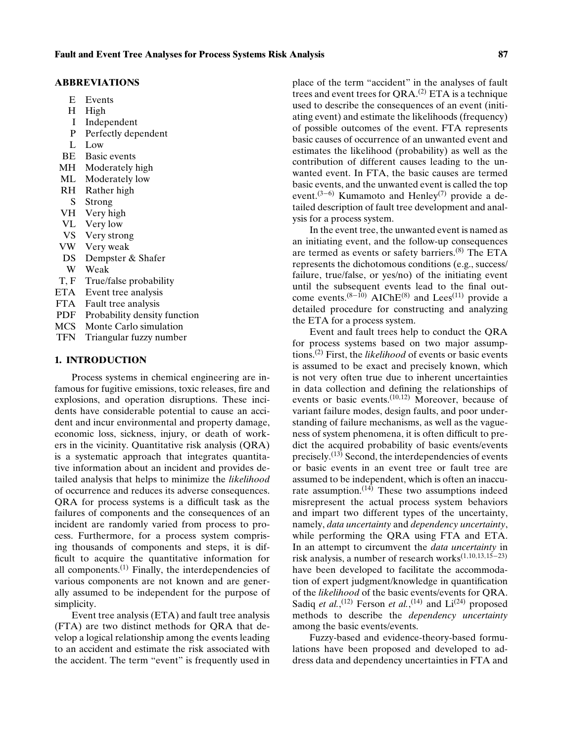## ABBREVIATIONS

| | |
|---|---|
| E | Events |
| H | High |
| I | Independent |
| P | Perfectly dependent |
| L | Low |
| BE | Basic events |
| MH | Moderately high |
| ML | Moderately low |
| RH | Rather high |
| S | Strong |
| VH | Very high |
| VL | Very low |
| VS | Very strong |
| VW | Very weak |
| DS | Dempster & Shafer |
| W | Weak |
| T, F | True/false probability |
| ETA | Event tree analysis |
| FTA | Fault tree analysis |
| PDF | Probability density function |
| MCS | Monte Carlo simulation |
| TFN | Triangular fuzzy number |

## 1. INTRODUCTION

Process systems in chemical engineering are infamous for fugitive emissions, toxic releases, fire and explosions, and operation disruptions. These incidents have considerable potential to cause an accident and incur environmental and property damage, economic loss, sickness, injury, or death of workers in the vicinity. Quantitative risk analysis (QRA) is a systematic approach that integrates quantitative information about an incident and provides detailed analysis that helps to minimize the *likelihood* of occurrence and reduces its adverse consequences. QRA for process systems is a difficult task as the failures of components and the consequences of an incident are randomly varied from process to process. Furthermore, for a process system comprising thousands of components and steps, it is difficult to acquire the quantitative information for all components.[1] Finally, the interdependencies of various components are not known and are generally assumed to be independent for the purpose of simplicity.

Event tree analysis (ETA) and fault tree analysis (FTA) are two distinct methods for QRA that develop a logical relationship among the events leading to an accident and estimate the risk associated with the accident. The term "event" is frequently used in place of the term "accident" in the analyses of fault trees and event trees for QRA.[2] ETA is a technique used to describe the consequences of an event (initiating event) and estimate the likelihoods (frequency) of possible outcomes of the event. FTA represents basic causes of occurrence of an unwanted event and estimates the likelihood (probability) as well as the contribution of different causes leading to the unwanted event. In FTA, the basic causes are termed basic events, and the unwanted event is called the top event.[3−6] Kumamoto and Henley[7] provide a detailed description of fault tree development and analysis for a process system.

In the event tree, the unwanted event is named as an initiating event, and the follow-up consequences are termed as events or safety barriers.[8] The ETA represents the dichotomous conditions (e.g., success/failure, true/false, or yes/no) of the initiating event until the subsequent events lead to the final outcome events.[8−10] AIChE[8] and Lees[11] provide a detailed procedure for constructing and analyzing the ETA for a process system.

Event and fault trees help to conduct the QRA for process systems based on two major assumptions.[2] First, the *likelihood* of events or basic events is assumed to be exact and precisely known, which is not very often true due to inherent uncertainties in data collection and defining the relationships of events or basic events.[10,12] Moreover, because of variant failure modes, design faults, and poor understanding of failure mechanisms, as well as the vagueness of system phenomena, it is often difficult to predict the acquired probability of basic events/events precisely.[13] Second, the interdependencies of events or basic events in an event tree or fault tree are assumed to be independent, which is often an inaccurate assumption.[14] These two assumptions indeed misrepresent the actual process system behaviors and impart two different types of the uncertainty, namely, *data uncertainty* and *dependency uncertainty*, while performing the QRA using FTA and ETA. In an attempt to circumvent the *data uncertainty* in risk analysis, a number of research works[1,10,13,15−23] have been developed to facilitate the accommodation of expert judgment/knowledge in quantification of the *likelihood* of the basic events/events for QRA. Sadiq *et al.*,[12] Ferson *et al.*,[14] and Li[24] proposed methods to describe the *dependency uncertainty* among the basic events/events.

Fuzzy-based and evidence-theory-based formulations have been proposed and developed to address data and dependency uncertainties in FTA and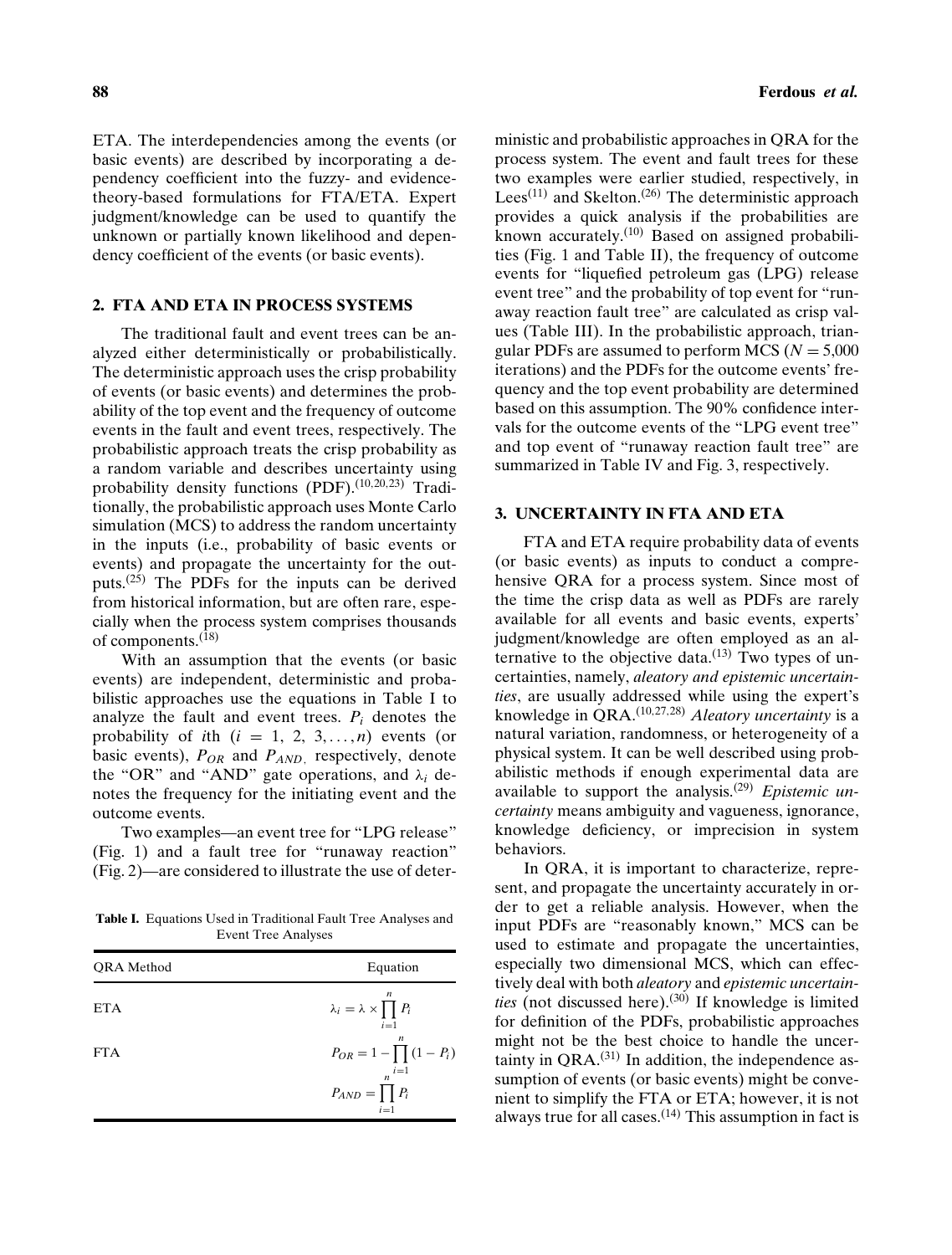ETA. The interdependencies among the events (or basic events) are described by incorporating a dependency coefficient into the fuzzy- and evidence-theory-based formulations for FTA/ETA. Expert judgment/knowledge can be used to quantify the unknown or partially known likelihood and dependency coefficient of the events (or basic events).

## 2. FTA AND ETA IN PROCESS SYSTEMS

The traditional fault and event trees can be analyzed either deterministically or probabilistically. The deterministic approach uses the crisp probability of events (or basic events) and determines the probability of the top event and the frequency of outcome events in the fault and event trees, respectively. The probabilistic approach treats the crisp probability as a random variable and describes uncertainty using probability density functions (PDF).[10,20,23] Traditionally, the probabilistic approach uses Monte Carlo simulation (MCS) to address the random uncertainty in the inputs (i.e., probability of basic events or events) and propagate the uncertainty for the outputs.[25] The PDFs for the inputs can be derived from historical information, but are often rare, especially when the process system comprises thousands of components.[18]

With an assumption that the events (or basic events) are independent, deterministic and probabilistic approaches use the equations in Table I to analyze the fault and event trees. $P_i$ denotes the probability of $i$th ($i = 1, 2, 3, \ldots, n$) events (or basic events), $P_{OR}$ and $P_{AND}$, respectively, denote the "OR" and "AND" gate operations, and $\lambda_i$ denotes the frequency for the initiating event and the outcome events.

Two examples—an event tree for "LPG release" (Fig. 1) and a fault tree for "runaway reaction" (Fig. 2)—are considered to illustrate the use of deterministic and probabilistic approaches in QRA for the process system. The event and fault trees for these two examples were earlier studied, respectively, in Lees[11] and Skelton.[26] The deterministic approach provides a quick analysis if the probabilities are known accurately.[10] Based on assigned probabilities (Fig. 1 and Table II), the frequency of outcome events for "liquefied petroleum gas (LPG) release event tree" and the probability of top event for "runaway reaction fault tree" are calculated as crisp values (Table III). In the probabilistic approach, triangular PDFs are assumed to perform MCS ($N = 5{,}000$ iterations) and the PDFs for the outcome events' frequency and the top event probability are determined based on this assumption. The 90% confidence intervals for the outcome events of the "LPG event tree" and top event of "runaway reaction fault tree" are summarized in Table IV and Fig. 3, respectively.

**Table I.** Equations Used in Traditional Fault Tree Analyses and Event Tree Analyses

| QRA Method | Equation |
|---|---|
| ETA | $\lambda_i = \lambda \times \prod_{i=1}^{n} P_i$ |
| FTA | $P_{OR} = 1 - \prod_{i=1}^{n} (1 - P_i)$ |
| | $P_{AND} = \prod_{i=1}^{n} P_i$ |

## 3. UNCERTAINTY IN FTA AND ETA

FTA and ETA require probability data of events (or basic events) as inputs to conduct a comprehensive QRA for a process system. Since most of the time the crisp data as well as PDFs are rarely available for all events and basic events, experts' judgment/knowledge are often employed as an alternative to the objective data.[13] Two types of uncertainties, namely, *aleatory and epistemic uncertainties*, are usually addressed while using the expert's knowledge in QRA.[10,27,28] *Aleatory uncertainty* is a natural variation, randomness, or heterogeneity of a physical system. It can be well described using probabilistic methods if enough experimental data are available to support the analysis.[29] *Epistemic uncertainty* means ambiguity and vagueness, ignorance, knowledge deficiency, or imprecision in system behaviors.

In QRA, it is important to characterize, represent, and propagate the uncertainty accurately in order to get a reliable analysis. However, when the input PDFs are "reasonably known," MCS can be used to estimate and propagate the uncertainties, especially two dimensional MCS, which can effectively deal with both *aleatory* and *epistemic uncertainties* (not discussed here).[30] If knowledge is limited for definition of the PDFs, probabilistic approaches might not be the best choice to handle the uncertainty in QRA.[31] In addition, the independence assumption of events (or basic events) might be convenient to simplify the FTA or ETA; however, it is not always true for all cases.[14] This assumption in fact is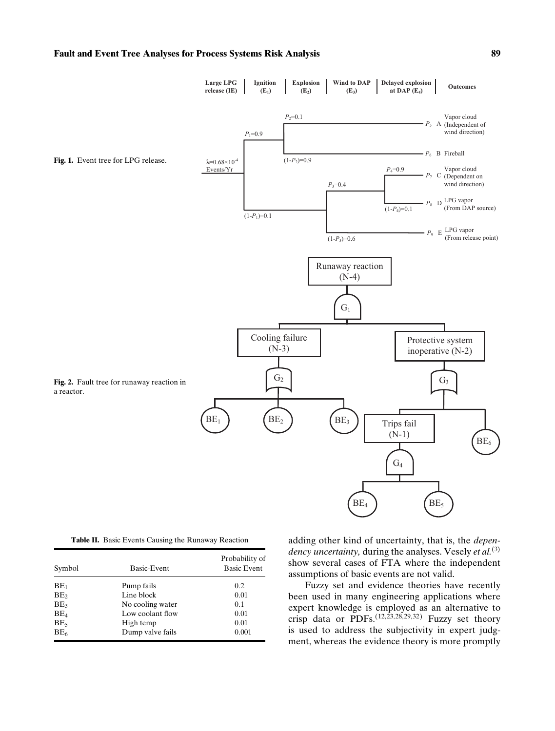Fig. 1. Event tree for LPG release.

Fig. 2. Fault tree for runaway reaction in a reactor.

**Table II.** Basic Events Causing the Runaway Reaction

| Symbol | Basic-Event | Probability of Basic Event |
|---|---|---|
| $BE_1$ | Pump fails | 0.2 |
| $BE_2$ | Line block | 0.01 |
| $BE_3$ | No cooling water | 0.1 |
| $BE_4$ | Low coolant flow | 0.01 |
| $BE_5$ | High temp | 0.01 |
| $BE_6$ | Dump valve fails | 0.001 |

adding other kind of uncertainty, that is, the *dependency uncertainty,* during the analyses. Vesely *et al.*[3] show several cases of FTA where the independent assumptions of basic events are not valid.

Fuzzy set and evidence theories have recently been used in many engineering applications where expert knowledge is employed as an alternative to crisp data or PDFs.[12,23,28,29,32] Fuzzy set theory is used to address the subjectivity in expert judgment, whereas the evidence theory is more promptly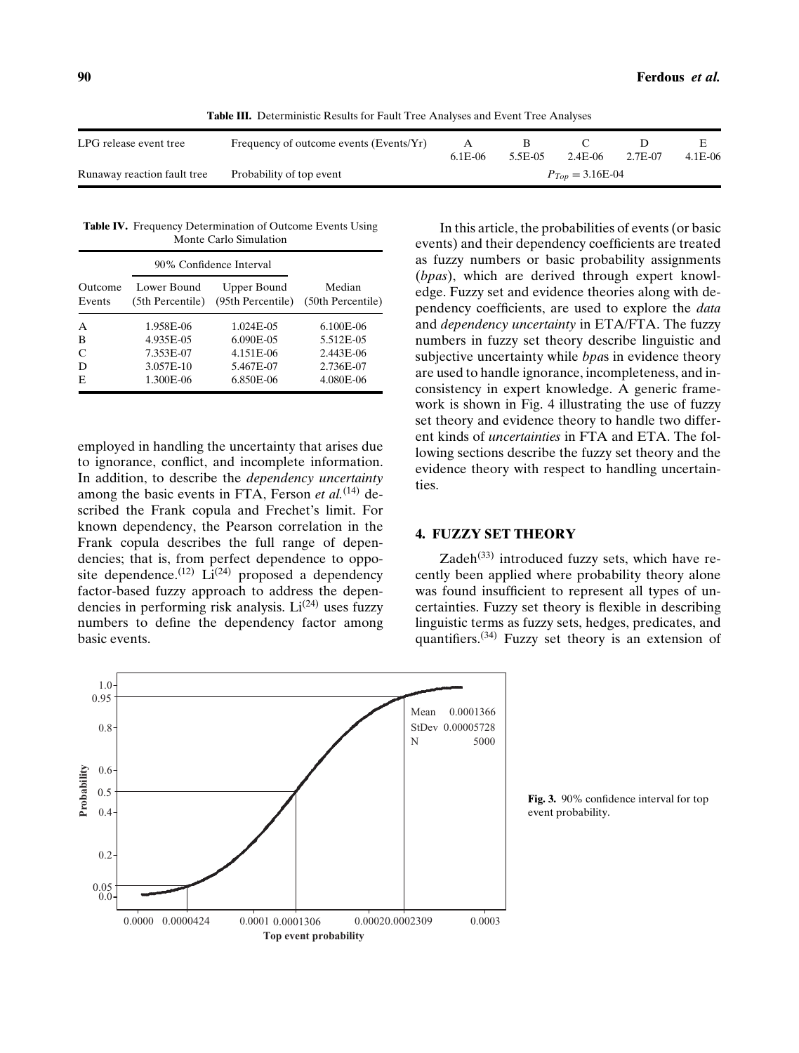**Table III.** Deterministic Results for Fault Tree Analyses and Event Tree Analyses

| LPG release event tree | Frequency of outcome events (Events/Yr) | A 6.1E-06 | B 5.5E-05 | C 2.4E-06 | D 2.7E-07 | E 4.1E-06 |
|---|---|---|---|---|---|---|
| Runaway reaction fault tree | Probability of top event | $P_{Top} = 3.16\text{E-}04$ | | | | |

**Table IV.** Frequency Determination of Outcome Events Using Monte Carlo Simulation

| | 90% Confidence Interval | | |
|---|---|---|---|
| Outcome Events | Lower Bound (5th Percentile) | Upper Bound (95th Percentile) | Median (50th Percentile) |
| A | 1.958E-06 | 1.024E-05 | 6.100E-06 |
| B | 4.935E-05 | 6.090E-05 | 5.512E-05 |
| C | 7.353E-07 | 4.151E-06 | 2.443E-06 |
| D | 3.057E-10 | 5.467E-07 | 2.736E-07 |
| E | 1.300E-06 | 6.850E-06 | 4.080E-06 |

employed in handling the uncertainty that arises due to ignorance, conflict, and incomplete information. In addition, to describe the *dependency uncertainty* among the basic events in FTA, Ferson *et al.*[14] described the Frank copula and Frechet's limit. For known dependency, the Pearson correlation in the Frank copula describes the full range of dependencies; that is, from perfect dependence to opposite dependence.[12] Li[24] proposed a dependency factor-based fuzzy approach to address the dependencies in performing risk analysis. Li[24] uses fuzzy numbers to define the dependency factor among basic events.

In this article, the probabilities of events (or basic events) and their dependency coefficients are treated as fuzzy numbers or basic probability assignments (*bpas*), which are derived through expert knowledge. Fuzzy set and evidence theories along with dependency coefficients, are used to explore the *data* and *dependency uncertainty* in ETA/FTA. The fuzzy numbers in fuzzy set theory describe linguistic and subjective uncertainty while *bpa*s in evidence theory are used to handle ignorance, incompleteness, and inconsistency in expert knowledge. A generic framework is shown in Fig. 4 illustrating the use of fuzzy set theory and evidence theory to handle two different kinds of *uncertainties* in FTA and ETA. The following sections describe the fuzzy set theory and the evidence theory with respect to handling uncertainties.

## 4. FUZZY SET THEORY

Zadeh[33] introduced fuzzy sets, which have recently been applied where probability theory alone was found insufficient to represent all types of uncertainties. Fuzzy set theory is flexible in describing linguistic terms as fuzzy sets, hedges, predicates, and quantifiers.[34] Fuzzy set theory is an extension of

**Fig. 3.** 90% confidence interval for top event probability.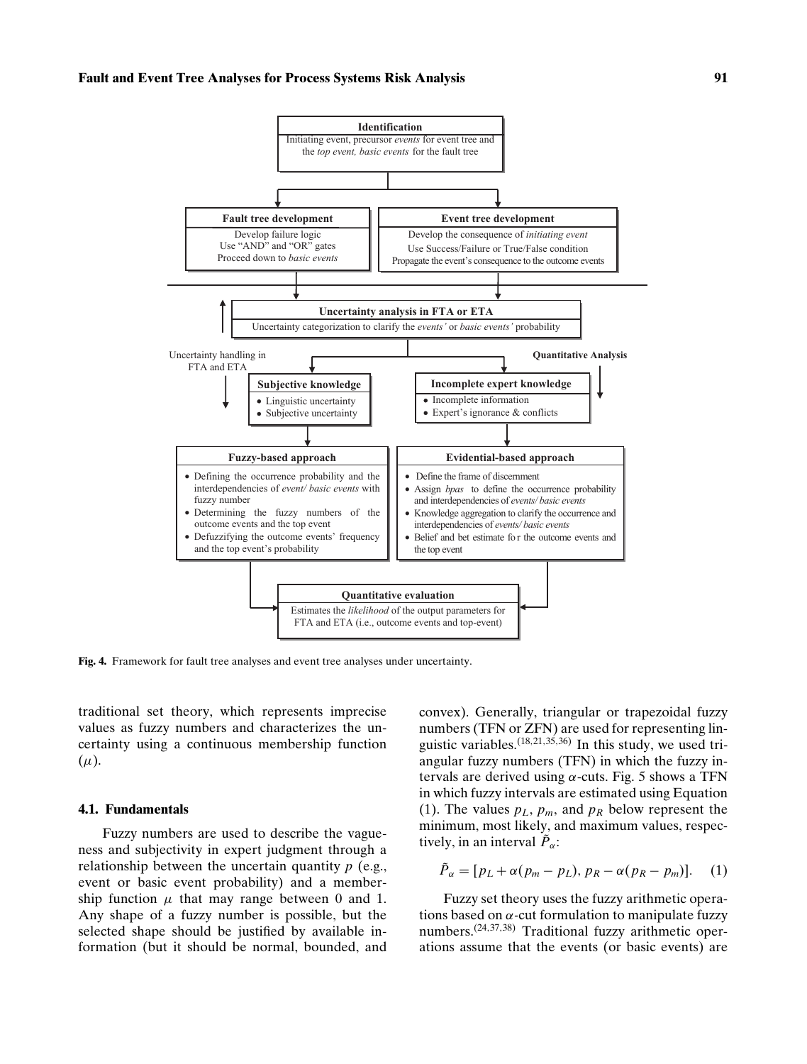**Identification**
Initiating event, precursor *events* for event tree and the *top event, basic events* for the fault tree

**Fault tree development**
Develop failure logic
Use "AND" and "OR" gates
Proceed down to *basic events*

**Event tree development**
Develop the consequence of *initiating event*
Use Success/Failure or True/False condition
Propagate the event's consequence to the outcome events

**Uncertainty analysis in FTA or ETA**
Uncertainty categorization to clarify the *events'* or *basic events'* probability

Uncertainty handling in FTA and ETA

Quantitative Analysis

**Subjective knowledge**
- Linguistic uncertainty
- Subjective uncertainty

**Incomplete expert knowledge**
- Incomplete information
- Expert's ignorance & conflicts

**Fuzzy-based approach**
- Defining the occurrence probability and the interdependencies of *event/ basic events* with fuzzy number
- Determining the fuzzy numbers of the outcome events and the top event
- Defuzzifying the outcome events' frequency and the top event's probability

**Evidential-based approach**
- Define the frame of discernment
- Assign *bpas* to define the occurrence probability and interdependencies of *events/ basic events*
- Knowledge aggregation to clarify the occurrence and interdependencies of *events/ basic events*
- Belief and bet estimate for the outcome events and the top event

**Quantitative evaluation**
Estimates the *likelihood* of the output parameters for FTA and ETA (i.e., outcome events and top-event)

**Fig. 4.** Framework for fault tree analyses and event tree analyses under uncertainty.

traditional set theory, which represents imprecise values as fuzzy numbers and characterizes the uncertainty using a continuous membership function ($\mu$).

### 4.1. Fundamentals

Fuzzy numbers are used to describe the vagueness and subjectivity in expert judgment through a relationship between the uncertain quantity $p$ (e.g., event or basic event probability) and a membership function $\mu$ that may range between 0 and 1. Any shape of a fuzzy number is possible, but the selected shape should be justified by available information (but it should be normal, bounded, and convex). Generally, triangular or trapezoidal fuzzy numbers (TFN or ZFN) are used for representing linguistic variables.[18,21,35,36] In this study, we used triangular fuzzy numbers (TFN) in which the fuzzy intervals are derived using $\alpha$-cuts. Fig. 5 shows a TFN in which fuzzy intervals are estimated using Equation (1). The values $p_L$, $p_m$, and $p_R$ below represent the minimum, most likely, and maximum values, respectively, in an interval $\tilde{P}_\alpha$:

$$\tilde{P}_\alpha = [p_L + \alpha(p_m - p_L),\, p_R - \alpha(p_R - p_m)]. \quad (1)$$

Fuzzy set theory uses the fuzzy arithmetic operations based on $\alpha$-cut formulation to manipulate fuzzy numbers.[24,37,38] Traditional fuzzy arithmetic operations assume that the events (or basic events) are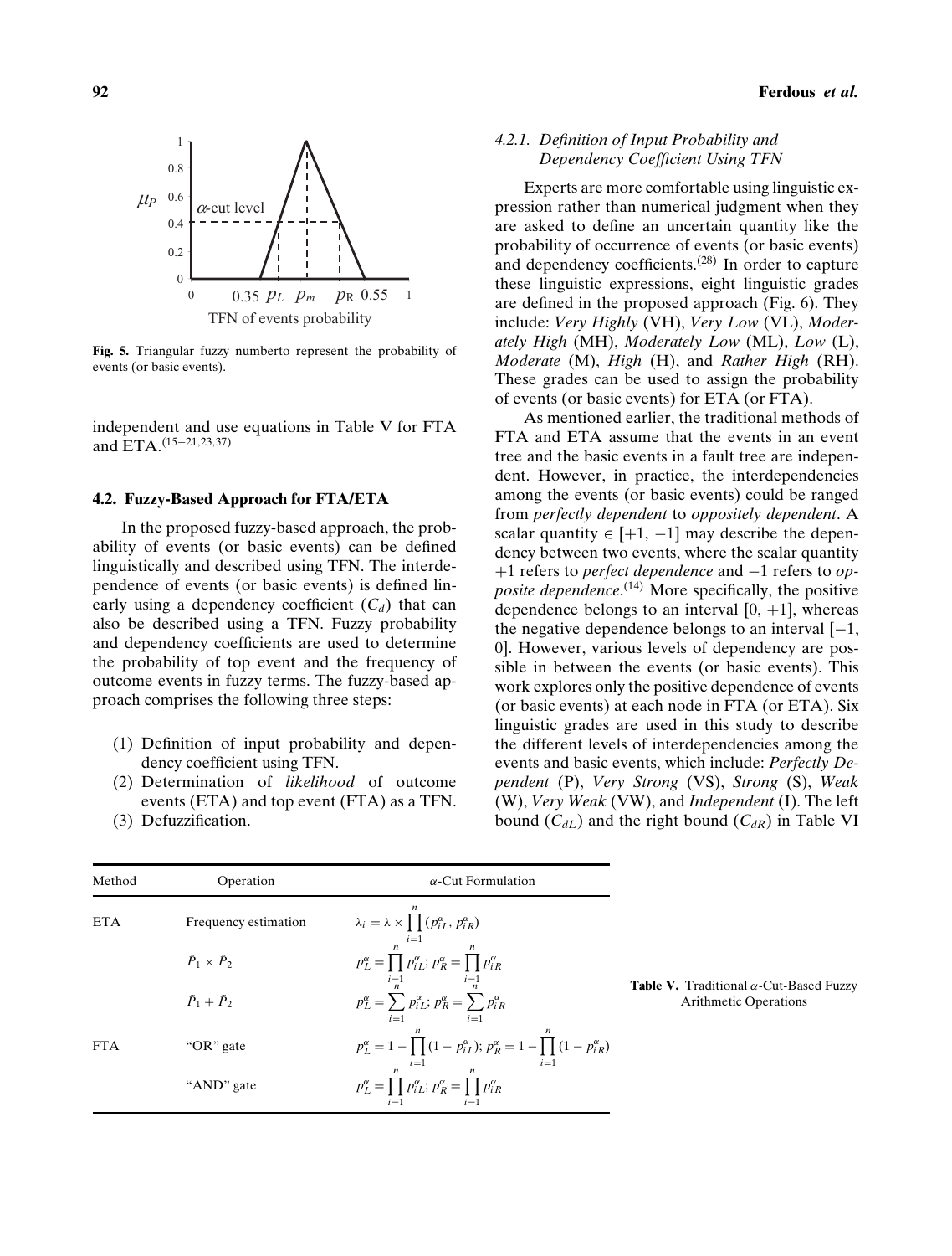Fig. 5. Triangular fuzzy numberto represent the probability of events (or basic events).

independent and use equations in Table V for FTA and ETA.[15–21,23,37]

### 4.2. Fuzzy-Based Approach for FTA/ETA

In the proposed fuzzy-based approach, the probability of events (or basic events) can be defined linguistically and described using TFN. The interdependence of events (or basic events) is defined linearly using a dependency coefficient ($C_d$) that can also be described using a TFN. Fuzzy probability and dependency coefficients are used to determine the probability of top event and the frequency of outcome events in fuzzy terms. The fuzzy-based approach comprises the following three steps:

1. Definition of input probability and dependency coefficient using TFN.
2. Determination of *likelihood* of outcome events (ETA) and top event (FTA) as a TFN.
3. Defuzzification.

#### 4.2.1. Definition of Input Probability and Dependency Coefficient Using TFN

Experts are more comfortable using linguistic expression rather than numerical judgment when they are asked to define an uncertain quantity like the probability of occurrence of events (or basic events) and dependency coefficients.[28] In order to capture these linguistic expressions, eight linguistic grades are defined in the proposed approach (Fig. 6). They include: *Very Highly* (VH), *Very Low* (VL), *Moderately High* (MH), *Moderately Low* (ML), *Low* (L), *Moderate* (M), *High* (H), and *Rather High* (RH). These grades can be used to assign the probability of events (or basic events) for ETA (or FTA).

As mentioned earlier, the traditional methods of FTA and ETA assume that the events in an event tree and the basic events in a fault tree are independent. However, in practice, the interdependencies among the events (or basic events) could be ranged from *perfectly dependent* to *oppositely dependent*. A scalar quantity $\in [+1, -1]$ may describe the dependency between two events, where the scalar quantity $+1$ refers to *perfect dependence* and $-1$ refers to *opposite dependence*.[14] More specifically, the positive dependence belongs to an interval $[0, +1]$, whereas the negative dependence belongs to an interval $[-1, 0]$. However, various levels of dependency are possible in between the events (or basic events). This work explores only the positive dependence of events (or basic events) at each node in FTA (or ETA). Six linguistic grades are used in this study to describe the different levels of interdependencies among the events and basic events, which include: *Perfectly Dependent* (P), *Very Strong* (VS), *Strong* (S), *Weak* (W), *Very Weak* (VW), and *Independent* (I). The left bound ($C_{dL}$) and the right bound ($C_{dR}$) in Table VI

Table V. Traditional $\alpha$-Cut-Based Fuzzy Arithmetic Operations

| Method | Operation | $\alpha$-Cut Formulation |
|---|---|---|
| ETA | Frequency estimation | $\lambda_i = \lambda \times \prod_{i=1}^{n} (p_{iL}^{\alpha}, p_{iR}^{\alpha})$ |
| | $\tilde{P}_1 \times \tilde{P}_2$ | $p_L^{\alpha} = \prod_{i=1}^{n} p_{iL}^{\alpha};\ p_R^{\alpha} = \prod_{i=1}^{n} p_{iR}^{\alpha}$ |
| | $\tilde{P}_1 + \tilde{P}_2$ | $p_L^{\alpha} = \sum_{i=1}^{n} p_{iL}^{\alpha};\ p_R^{\alpha} = \sum_{i=1}^{n} p_{iR}^{\alpha}$ |
| FTA | "OR" gate | $p_L^{\alpha} = 1 - \prod_{i=1}^{n} (1 - p_{iL}^{\alpha});\ p_R^{\alpha} = 1 - \prod_{i=1}^{n} (1 - p_{iR}^{\alpha})$ |
| | "AND" gate | $p_L^{\alpha} = \prod_{i=1}^{n} p_{iL}^{\alpha};\ p_R^{\alpha} = \prod_{i=1}^{n} p_{iR}^{\alpha}$ |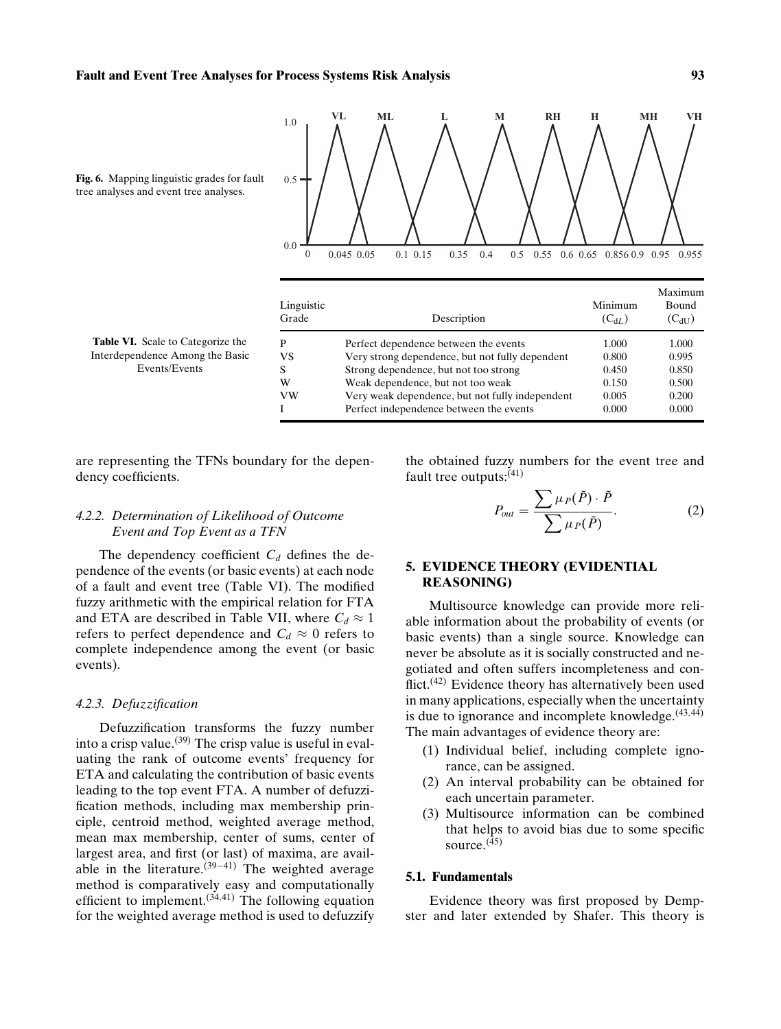**Fig. 6.** Mapping linguistic grades for fault tree analyses and event tree analyses.

**Table VI.** Scale to Categorize the Interdependence Among the Basic Events/Events

| Linguistic Grade | Description | Minimum ($C_{dL}$) | Maximum Bound ($C_{dU}$) |
|---|---|---|---|
| P | Perfect dependence between the events | 1.000 | 1.000 |
| VS | Very strong dependence, but not fully dependent | 0.800 | 0.995 |
| S | Strong dependence, but not too strong | 0.450 | 0.850 |
| W | Weak dependence, but not too weak | 0.150 | 0.500 |
| VW | Very weak dependence, but not fully independent | 0.005 | 0.200 |
| I | Perfect independence between the events | 0.000 | 0.000 |

are representing the TFNs boundary for the dependency coefficients.

#### 4.2.2. Determination of Likelihood of Outcome Event and Top Event as a TFN

The dependency coefficient $C_d$ defines the dependence of the events (or basic events) at each node of a fault and event tree (Table VI). The modified fuzzy arithmetic with the empirical relation for FTA and ETA are described in Table VII, where $C_d \approx 1$ refers to perfect dependence and $C_d \approx 0$ refers to complete independence among the event (or basic events).

#### 4.2.3. Defuzzification

Defuzzification transforms the fuzzy number into a crisp value.[39] The crisp value is useful in evaluating the rank of outcome events' frequency for ETA and calculating the contribution of basic events leading to the top event FTA. A number of defuzzification methods, including max membership principle, centroid method, weighted average method, mean max membership, center of sums, center of largest area, and first (or last) of maxima, are available in the literature.[39–41] The weighted average method is comparatively easy and computationally efficient to implement.[34,41] The following equation for the weighted average method is used to defuzzify the obtained fuzzy numbers for the event tree and fault tree outputs:[41]

$$P_{out} = \frac{\sum \mu_P(\tilde{P}) \cdot \tilde{P}}{\sum \mu_P(\tilde{P})}. \quad (2)$$

## 5. EVIDENCE THEORY (EVIDENTIAL REASONING)

Multisource knowledge can provide more reliable information about the probability of events (or basic events) than a single source. Knowledge can never be absolute as it is socially constructed and negotiated and often suffers incompleteness and conflict.[42] Evidence theory has alternatively been used in many applications, especially when the uncertainty is due to ignorance and incomplete knowledge.[43,44] The main advantages of evidence theory are:

1. Individual belief, including complete ignorance, can be assigned.
2. An interval probability can be obtained for each uncertain parameter.
3. Multisource information can be combined that helps to avoid bias due to some specific source.[45]

### 5.1. Fundamentals

Evidence theory was first proposed by Dempster and later extended by Shafer. This theory is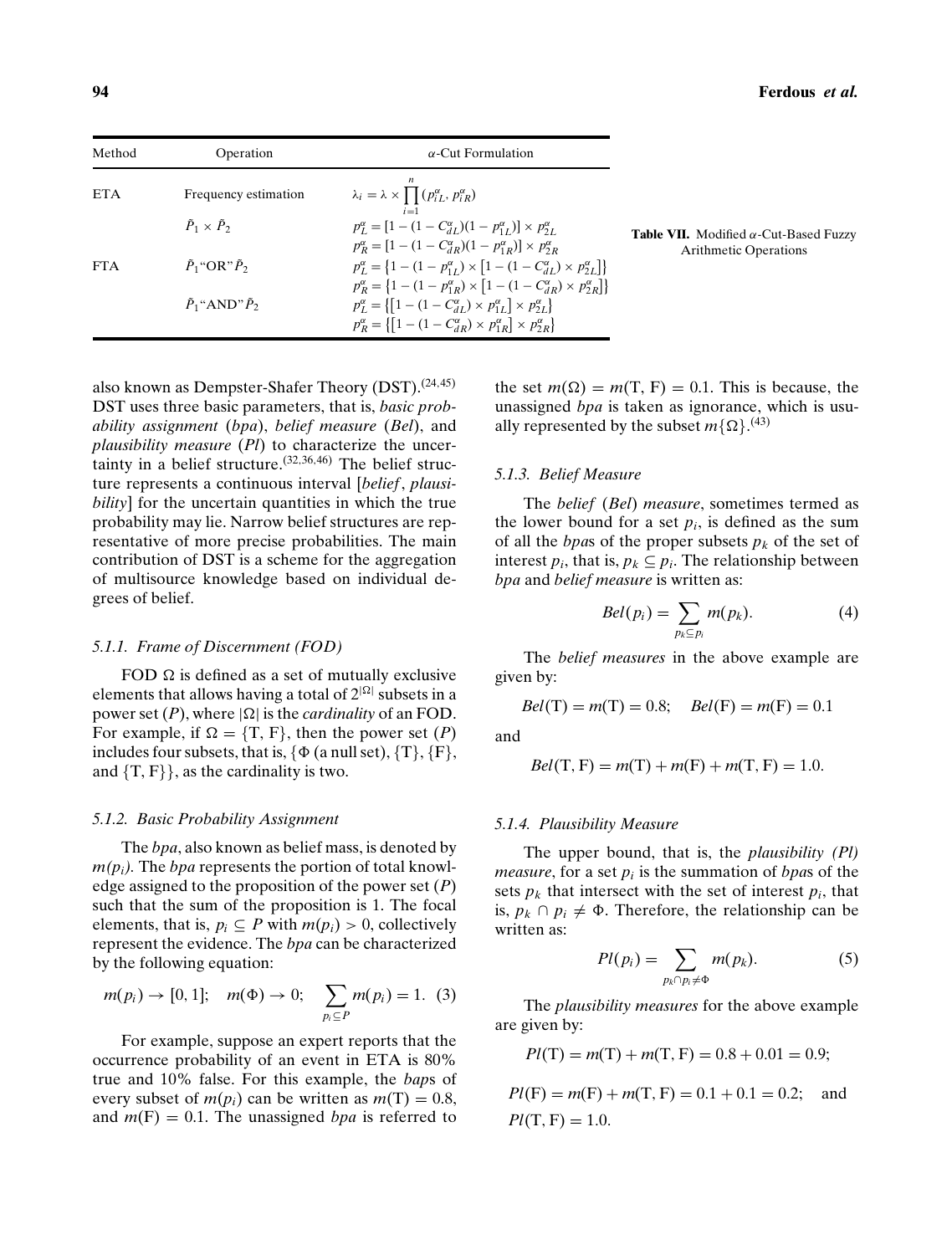**Table VII.** Modified $\alpha$-Cut-Based Fuzzy Arithmetic Operations

| Method | Operation | $\alpha$-Cut Formulation |
|---|---|---|
| ETA | Frequency estimation | $\lambda_i = \lambda \times \prod_{i=1}^{n} (p_{iL}^{\alpha}, p_{iR}^{\alpha})$ |
| | $\tilde{P}_1 \times \tilde{P}_2$ | $p_L^{\alpha} = [1 - (1 - C_{dL}^{\alpha})(1 - p_{1L}^{\alpha})] \times p_{2L}^{\alpha}$ <br> $p_R^{\alpha} = [1 - (1 - C_{dR}^{\alpha})(1 - p_{1R}^{\alpha})] \times p_{2R}^{\alpha}$ |
| FTA | $\tilde{P}_1$"OR"$\tilde{P}_2$ | $p_L^{\alpha} = \{1 - (1 - p_{1L}^{\alpha}) \times [1 - (1 - C_{dL}^{\alpha}) \times p_{2L}^{\alpha}]\}$ <br> $p_R^{\alpha} = \{1 - (1 - p_{1R}^{\alpha}) \times [1 - (1 - C_{dR}^{\alpha}) \times p_{2R}^{\alpha}]\}$ |
| | $\tilde{P}_1$"AND"$\tilde{P}_2$ | $p_L^{\alpha} = \{[1 - (1 - C_{dL}^{\alpha}) \times p_{1L}^{\alpha}] \times p_{2L}^{\alpha}\}$ <br> $p_R^{\alpha} = \{[1 - (1 - C_{dR}^{\alpha}) \times p_{1R}^{\alpha}] \times p_{2R}^{\alpha}\}$ |

also known as Dempster-Shafer Theory (DST).[24,45] DST uses three basic parameters, that is, *basic probability assignment* (*bpa*), *belief measure* (*Bel*), and *plausibility measure* (*Pl*) to characterize the uncertainty in a belief structure.[32,36,46] The belief structure represents a continuous interval [*belief*, *plausibility*] for the uncertain quantities in which the true probability may lie. Narrow belief structures are representative of more precise probabilities. The main contribution of DST is a scheme for the aggregation of multisource knowledge based on individual degrees of belief.

### 5.1.1. Frame of Discernment (FOD)

FOD $\Omega$ is defined as a set of mutually exclusive elements that allows having a total of $2^{|\Omega|}$ subsets in a power set ($P$), where $|\Omega|$ is the *cardinality* of an FOD. For example, if $\Omega = \{T, F\}$, then the power set ($P$) includes four subsets, that is, $\{\Phi$ (a null set), $\{T\}$, $\{F\}$, and $\{T, F\}\}$, as the cardinality is two.

### 5.1.2. Basic Probability Assignment

The *bpa*, also known as belief mass, is denoted by $m(p_i)$. The *bpa* represents the portion of total knowledge assigned to the proposition of the power set ($P$) such that the sum of the proposition is 1. The focal elements, that is, $p_i \subseteq P$ with $m(p_i) > 0$, collectively represent the evidence. The *bpa* can be characterized by the following equation:

$$m(p_i) \to [0, 1]; \quad m(\Phi) \to 0; \quad \sum_{p_i \subseteq P} m(p_i) = 1. \quad (3)$$

For example, suppose an expert reports that the occurrence probability of an event in ETA is 80% true and 10% false. For this example, the *bap*s of every subset of $m(p_i)$ can be written as $m(\mathrm{T}) = 0.8$, and $m(\mathrm{F}) = 0.1$. The unassigned *bpa* is referred to the set $m(\Omega) = m(\mathrm{T, F}) = 0.1$. This is because, the unassigned *bpa* is taken as ignorance, which is usually represented by the subset $m\{\Omega\}$.[43]

### 5.1.3. Belief Measure

The *belief* (*Bel*) *measure*, sometimes termed as the lower bound for a set $p_i$, is defined as the sum of all the *bpa*s of the proper subsets $p_k$ of the set of interest $p_i$, that is, $p_k \subseteq p_i$. The relationship between *bpa* and *belief measure* is written as:

$$Bel(p_i) = \sum_{p_k \subseteq p_i} m(p_k). \quad (4)$$

The *belief measures* in the above example are given by:

$$Bel(\mathrm{T}) = m(\mathrm{T}) = 0.8; \quad Bel(\mathrm{F}) = m(\mathrm{F}) = 0.1$$

and

$$Bel(\mathrm{T, F}) = m(\mathrm{T}) + m(\mathrm{F}) + m(\mathrm{T, F}) = 1.0.$$

### 5.1.4. Plausibility Measure

The upper bound, that is, the *plausibility (Pl) measure*, for a set $p_i$ is the summation of *bpa*s of the sets $p_k$ that intersect with the set of interest $p_i$, that is, $p_k \cap p_i \neq \Phi$. Therefore, the relationship can be written as:

$$Pl(p_i) = \sum_{p_k \cap p_i \neq \Phi} m(p_k). \quad (5)$$

The *plausibility measures* for the above example are given by:

$$Pl(\mathrm{T}) = m(\mathrm{T}) + m(\mathrm{T, F}) = 0.8 + 0.01 = 0.9;$$

$$Pl(\mathrm{F}) = m(\mathrm{F}) + m(\mathrm{T, F}) = 0.1 + 0.1 = 0.2; \quad \text{and}$$

$$Pl(\mathrm{T, F}) = 1.0.$$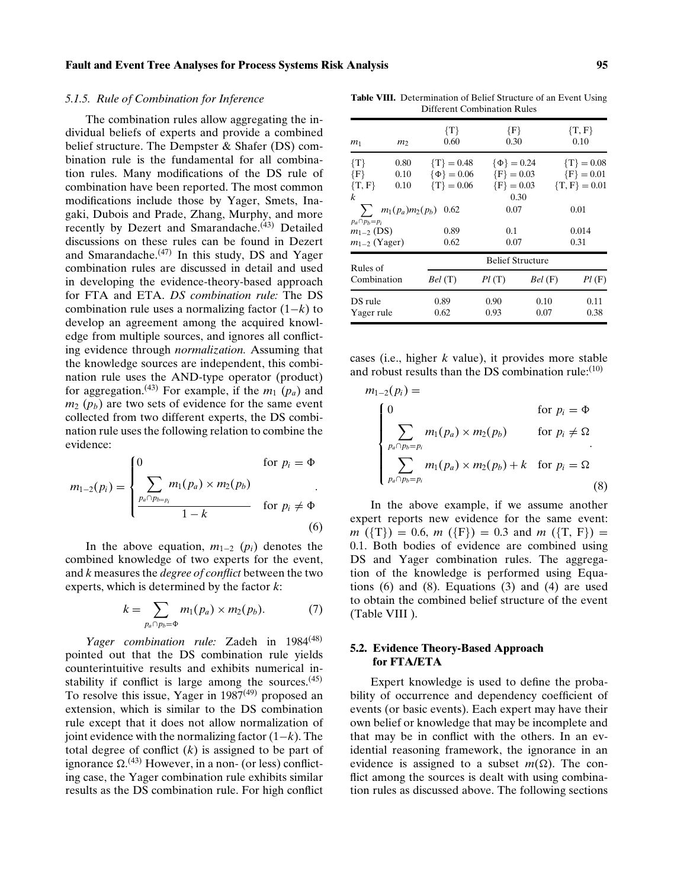#### 5.1.5. Rule of Combination for Inference

The combination rules allow aggregating the individual beliefs of experts and provide a combined belief structure. The Dempster & Shafer (DS) combination rule is the fundamental for all combination rules. Many modifications of the DS rule of combination have been reported. The most common modifications include those by Yager, Smets, Inagaki, Dubois and Prade, Zhang, Murphy, and more recently by Dezert and Smarandache.[43] Detailed discussions on these rules can be found in Dezert and Smarandache.[47] In this study, DS and Yager combination rules are discussed in detail and used in developing the evidence-theory-based approach for FTA and ETA. *DS combination rule:* The DS combination rule uses a normalizing factor $(1-k)$ to develop an agreement among the acquired knowledge from multiple sources, and ignores all conflicting evidence through *normalization.* Assuming that the knowledge sources are independent, this combination rule uses the AND-type operator (product) for aggregation.[43] For example, if the $m_1$ $(p_a)$ and $m_2$ $(p_b)$ are two sets of evidence for the same event collected from two different experts, the DS combination rule uses the following relation to combine the evidence:

$$m_{1-2}(p_i) = \begin{cases} 0 & \text{for } p_i = \Phi \\ \dfrac{\sum_{p_a \cap p_b = p_i} m_1(p_a) \times m_2(p_b)}{1-k} & \text{for } p_i \neq \Phi \end{cases}. \quad (6)$$

In the above equation, $m_{1-2}$ $(p_i)$ denotes the combined knowledge of two experts for the event, and $k$ measures the *degree of conflict* between the two experts, which is determined by the factor $k$:

$$k = \sum_{p_a \cap p_b = \Phi} m_1(p_a) \times m_2(p_b). \quad (7)$$

*Yager combination rule:* Zadeh in 1984[48] pointed out that the DS combination rule yields counterintuitive results and exhibits numerical instability if conflict is large among the sources.[45] To resolve this issue, Yager in 1987[49] proposed an extension, which is similar to the DS combination rule except that it does not allow normalization of joint evidence with the normalizing factor $(1-k)$. The total degree of conflict ($k$) is assigned to be part of ignorance $\Omega$.[43] However, in a non- (or less) conflicting case, the Yager combination rule exhibits similar results as the DS combination rule. For high conflict cases (i.e., higher $k$ value), it provides more stable and robust results than the DS combination rule:[10]

$$m_{1-2}(p_i) = \begin{cases} 0 & \text{for } p_i = \Phi \\ \sum_{p_a \cap p_b = p_i} m_1(p_a) \times m_2(p_b) & \text{for } p_i \neq \Omega \\ \sum_{p_a \cap p_b = p_i} m_1(p_a) \times m_2(p_b) + k & \text{for } p_i = \Omega \end{cases}. \quad (8)$$

In the above example, if we assume another expert reports new evidence for the same event: $m$ ({T}) = 0.6, $m$ ({F}) = 0.3 and $m$ ({T, F}) = 0.1. Both bodies of evidence are combined using DS and Yager combination rules. The aggregation of the knowledge is performed using Equations (6) and (8). Equations (3) and (4) are used to obtain the combined belief structure of the event (Table VIII).

**Table VIII.** Determination of Belief Structure of an Event Using Different Combination Rules

| $m_1$ | $m_2$ | {T} 0.60 | {F} 0.30 | {T, F} 0.10 |
|---|---|---|---|---|
| {T} | 0.80 | {T} = 0.48 | {Φ} = 0.24 | {T} = 0.08 |
| {F} | 0.10 | {Φ} = 0.06 | {F} = 0.03 | {F} = 0.01 |
| {T, F} | 0.10 | {T} = 0.06 | {F} = 0.03 | {T, F} = 0.01 |
| $k$ | | | 0.30 | |
| $\sum_{p_a \cap p_b = p_i} m_1(p_a)m_2(p_b)$ | | 0.62 | 0.07 | 0.01 |
| $m_{1-2}$ (DS) | | 0.89 | 0.1 | 0.014 |
| $m_{1-2}$ (Yager) | | 0.62 | 0.07 | 0.31 |

| Rules of Combination | Belief Structure | | | |
|---|---|---|---|---|
| | *Bel* (T) | *Pl* (T) | *Bel* (F) | *Pl* (F) |
| DS rule | 0.89 | 0.90 | 0.10 | 0.11 |
| Yager rule | 0.62 | 0.93 | 0.07 | 0.38 |

### 5.2. Evidence Theory-Based Approach for FTA/ETA

Expert knowledge is used to define the probability of occurrence and dependency coefficient of events (or basic events). Each expert may have their own belief or knowledge that may be incomplete and that may be in conflict with the others. In an evidential reasoning framework, the ignorance in an evidence is assigned to a subset $m(\Omega)$. The conflict among the sources is dealt with using combination rules as discussed above. The following sections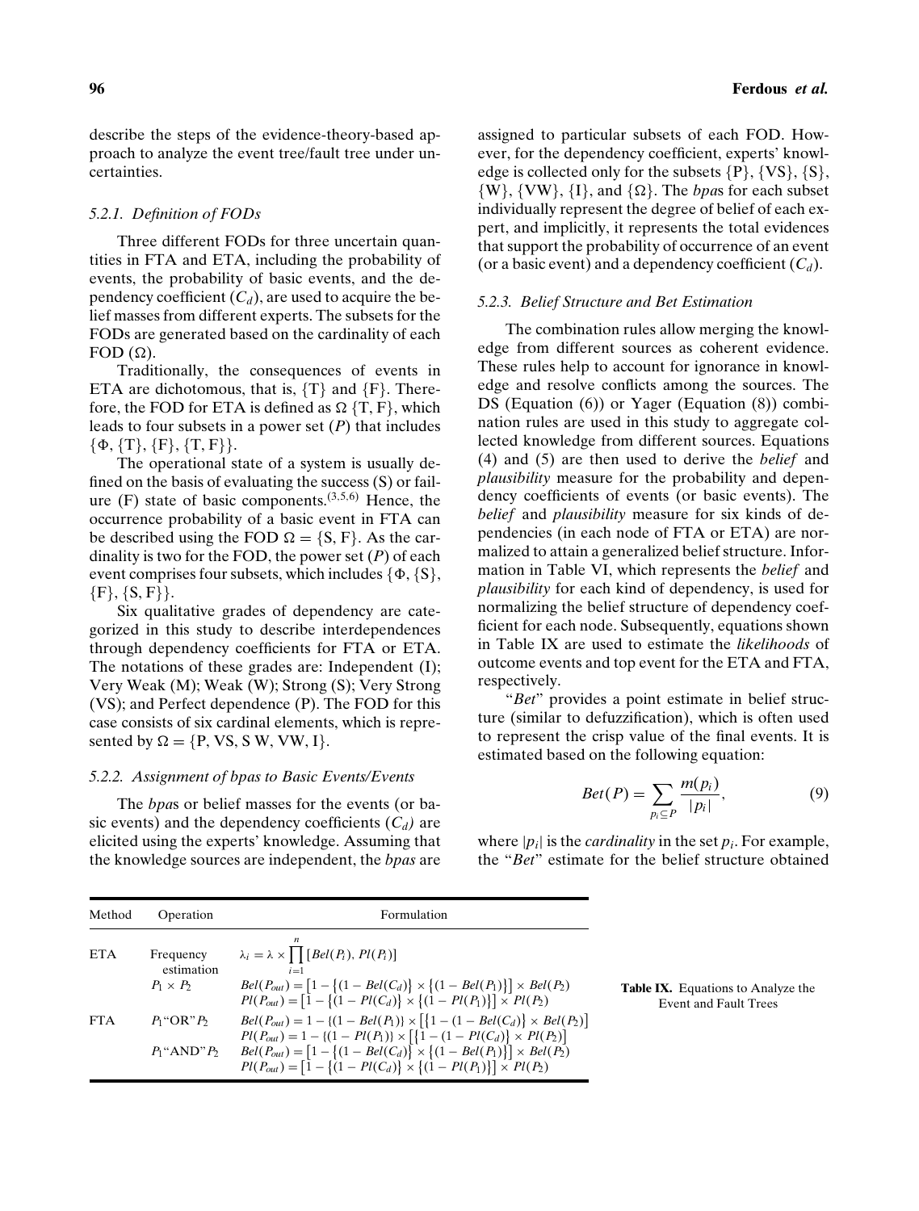describe the steps of the evidence-theory-based approach to analyze the event tree/fault tree under uncertainties.

### 5.2.1. Definition of FODs

Three different FODs for three uncertain quantities in FTA and ETA, including the probability of events, the probability of basic events, and the dependency coefficient ($C_d$), are used to acquire the belief masses from different experts. The subsets for the FODs are generated based on the cardinality of each FOD ($\Omega$).

Traditionally, the consequences of events in ETA are dichotomous, that is, {T} and {F}. Therefore, the FOD for ETA is defined as $\Omega$ {T, F}, which leads to four subsets in a power set ($P$) that includes {$\Phi$, {T}, {F}, {T, F}}.

The operational state of a system is usually defined on the basis of evaluating the success (S) or failure (F) state of basic components.[3,5,6] Hence, the occurrence probability of a basic event in FTA can be described using the FOD $\Omega = \{S, F\}$. As the cardinality is two for the FOD, the power set ($P$) of each event comprises four subsets, which includes {$\Phi$, {S}, {F}, {S, F}}.

Six qualitative grades of dependency are categorized in this study to describe interdependences through dependency coefficients for FTA or ETA. The notations of these grades are: Independent (I); Very Weak (M); Weak (W); Strong (S); Very Strong (VS); and Perfect dependence (P). The FOD for this case consists of six cardinal elements, which is represented by $\Omega = \{P, VS, S\ W, VW, I\}$.

### 5.2.2. Assignment of bpas to Basic Events/Events

The *bpa*s or belief masses for the events (or basic events) and the dependency coefficients ($C_d$) are elicited using the experts' knowledge. Assuming that the knowledge sources are independent, the *bpas* are assigned to particular subsets of each FOD. However, for the dependency coefficient, experts' knowledge is collected only for the subsets {P}, {VS}, {S}, {W}, {VW}, {I}, and {$\Omega$}. The *bpa*s for each subset individually represent the degree of belief of each expert, and implicitly, it represents the total evidences that support the probability of occurrence of an event (or a basic event) and a dependency coefficient ($C_d$).

### 5.2.3. Belief Structure and Bet Estimation

The combination rules allow merging the knowledge from different sources as coherent evidence. These rules help to account for ignorance in knowledge and resolve conflicts among the sources. The DS (Equation (6)) or Yager (Equation (8)) combination rules are used in this study to aggregate collected knowledge from different sources. Equations (4) and (5) are then used to derive the *belief* and *plausibility* measure for the probability and dependency coefficients of events (or basic events). The *belief* and *plausibility* measure for six kinds of dependencies (in each node of FTA or ETA) are normalized to attain a generalized belief structure. Information in Table VI, which represents the *belief* and *plausibility* for each kind of dependency, is used for normalizing the belief structure of dependency coefficient for each node. Subsequently, equations shown in Table IX are used to estimate the *likelihoods* of outcome events and top event for the ETA and FTA, respectively.

"*Bet*" provides a point estimate in belief structure (similar to defuzzification), which is often used to represent the crisp value of the final events. It is estimated based on the following equation:

$$Bet(P) = \sum_{p_i \subseteq P} \frac{m(p_i)}{|p_i|}, \tag{9}$$

where $|p_i|$ is the *cardinality* in the set $p_i$. For example, the "*Bet*" estimate for the belief structure obtained

**Table IX.** Equations to Analyze the Event and Fault Trees

| Method | Operation | Formulation |
|---|---|---|
| ETA | Frequency estimation | $\lambda_i = \lambda \times \prod_{i=1}^{n} [Bel(P_i), Pl(P_i)]$ |
| | $P_1 \times P_2$ | $Bel(P_{out}) = \left[1 - \{(1 - Bel(C_d)\} \times \{(1 - Bel(P_1))\}\right] \times Bel(P_2)$ <br> $Pl(P_{out}) = \left[1 - \{(1 - Pl(C_d)\} \times \{(1 - Pl(P_1))\}\right] \times Pl(P_2)$ |
| FTA | $P_1$"OR"$P_2$ | $Bel(P_{out}) = 1 - \{(1 - Bel(P_1))\} \times \left[\{1 - (1 - Bel(C_d)\} \times Bel(P_2)\right]$ <br> $Pl(P_{out}) = 1 - \{(1 - Pl(P_1))\} \times \left[\{1 - (1 - Pl(C_d)\} \times Pl(P_2)\right]$ |
| | $P_1$"AND"$P_2$ | $Bel(P_{out}) = \left[1 - \{(1 - Bel(C_d)\} \times \{(1 - Bel(P_1))\}\right] \times Bel(P_2)$ <br> $Pl(P_{out}) = \left[1 - \{(1 - Pl(C_d)\} \times \{(1 - Pl(P_1))\}\right] \times Pl(P_2)$ |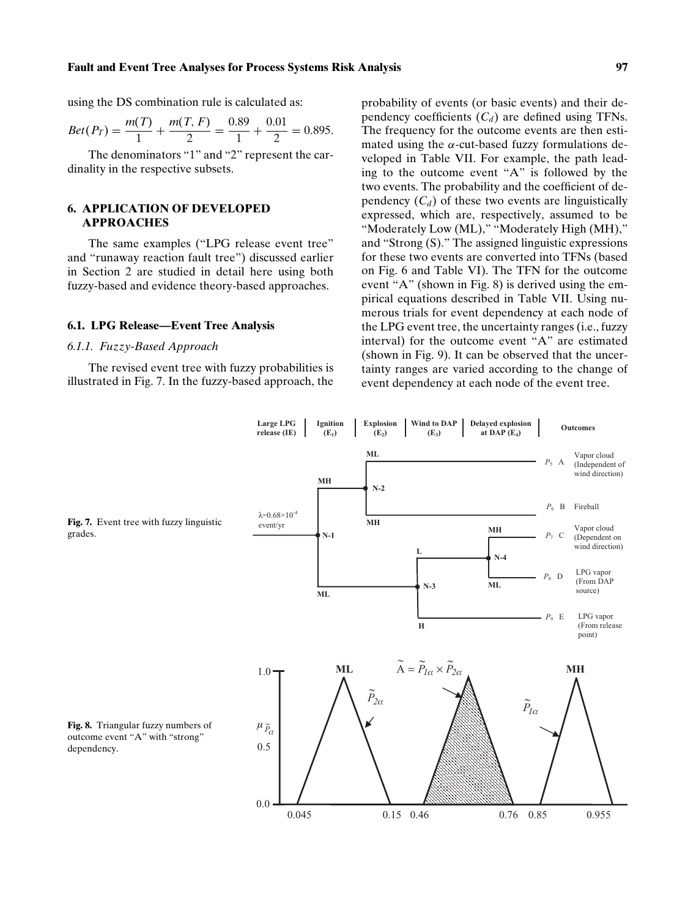using the DS combination rule is calculated as:

$$Bet(P_T) = \frac{m(T)}{1} + \frac{m(T, F)}{2} = \frac{0.89}{1} + \frac{0.01}{2} = 0.895.$$

The denominators "1" and "2" represent the cardinality in the respective subsets.

## 6. APPLICATION OF DEVELOPED APPROACHES

The same examples ("LPG release event tree" and "runaway reaction fault tree") discussed earlier in Section 2 are studied in detail here using both fuzzy-based and evidence theory-based approaches.

### 6.1. LPG Release—Event Tree Analysis

#### *6.1.1. Fuzzy-Based Approach*

The revised event tree with fuzzy probabilities is illustrated in Fig. 7. In the fuzzy-based approach, the probability of events (or basic events) and their dependency coefficients ($C_d$) are defined using TFNs. The frequency for the outcome events are then estimated using the $\alpha$-cut-based fuzzy formulations developed in Table VII. For example, the path leading to the outcome event "A" is followed by the two events. The probability and the coefficient of dependency ($C_d$) of these two events are linguistically expressed, which are, respectively, assumed to be "Moderately Low (ML)," "Moderately High (MH)," and "Strong (S)." The assigned linguistic expressions for these two events are converted into TFNs (based on Fig. 6 and Table VI). The TFN for the outcome event "A" (shown in Fig. 8) is derived using the empirical equations described in Table VII. Using numerous trials for event dependency at each node of the LPG event tree, the uncertainty ranges (i.e., fuzzy interval) for the outcome event "A" are estimated (shown in Fig. 9). It can be observed that the uncertainty ranges are varied according to the change of event dependency at each node of the event tree.

**Fig. 7.** Event tree with fuzzy linguistic grades.

**Fig. 8.** Triangular fuzzy numbers of outcome event "A" with "strong" dependency.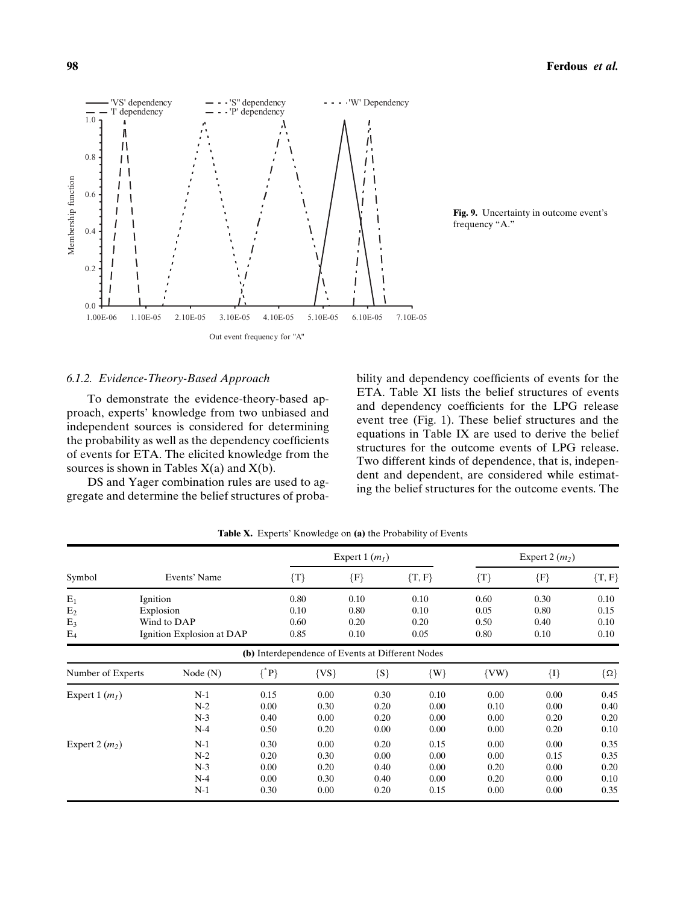Fig. 9. Uncertainty in outcome event's frequency "A."

### 6.1.2. Evidence-Theory-Based Approach

To demonstrate the evidence-theory-based approach, experts' knowledge from two unbiased and independent sources is considered for determining the probability as well as the dependency coefficients of events for ETA. The elicited knowledge from the sources is shown in Tables X(a) and X(b).

DS and Yager combination rules are used to aggregate and determine the belief structures of probability and dependency coefficients of events for the ETA. Table XI lists the belief structures of events and dependency coefficients for the LPG release event tree (Fig. 1). These belief structures and the equations in Table IX are used to derive the belief structures for the outcome events of LPG release. Two different kinds of dependence, that is, independent and dependent, are considered while estimating the belief structures for the outcome events. The

**Table X.** Experts' Knowledge on **(a)** the Probability of Events

| Symbol | Events' Name | Expert 1 ($m_1$) {T} | Expert 1 ($m_1$) {F} | Expert 1 ($m_1$) {T, F} | Expert 2 ($m_2$) {T} | Expert 2 ($m_2$) {F} | Expert 2 ($m_2$) {T, F} |
|---|---|---|---|---|---|---|---|
| $E_1$ | Ignition | 0.80 | 0.10 | 0.10 | 0.60 | 0.30 | 0.10 |
| $E_2$ | Explosion | 0.10 | 0.80 | 0.10 | 0.05 | 0.80 | 0.15 |
| $E_3$ | Wind to DAP | 0.60 | 0.20 | 0.20 | 0.50 | 0.40 | 0.10 |
| $E_4$ | Ignition Explosion at DAP | 0.85 | 0.10 | 0.05 | 0.80 | 0.10 | 0.10 |

**(b)** Interdependence of Events at Different Nodes

| Number of Experts | Node (N) | {*P} | {VS} | {S} | {W} | {VW} | {I} | {Ω} |
|---|---|---|---|---|---|---|---|---|
| Expert 1 ($m_1$) | N-1 | 0.15 | 0.00 | 0.30 | 0.10 | 0.00 | 0.00 | 0.45 |
| | N-2 | 0.00 | 0.30 | 0.20 | 0.00 | 0.10 | 0.00 | 0.40 |
| | N-3 | 0.40 | 0.00 | 0.20 | 0.00 | 0.00 | 0.20 | 0.20 |
| | N-4 | 0.50 | 0.20 | 0.00 | 0.00 | 0.00 | 0.20 | 0.10 |
| Expert 2 ($m_2$) | N-1 | 0.30 | 0.00 | 0.20 | 0.15 | 0.00 | 0.00 | 0.35 |
| | N-2 | 0.20 | 0.30 | 0.00 | 0.00 | 0.00 | 0.15 | 0.35 |
| | N-3 | 0.00 | 0.20 | 0.40 | 0.00 | 0.20 | 0.00 | 0.20 |
| | N-4 | 0.00 | 0.30 | 0.40 | 0.00 | 0.20 | 0.00 | 0.10 |
| | N-1 | 0.30 | 0.00 | 0.20 | 0.15 | 0.00 | 0.00 | 0.35 |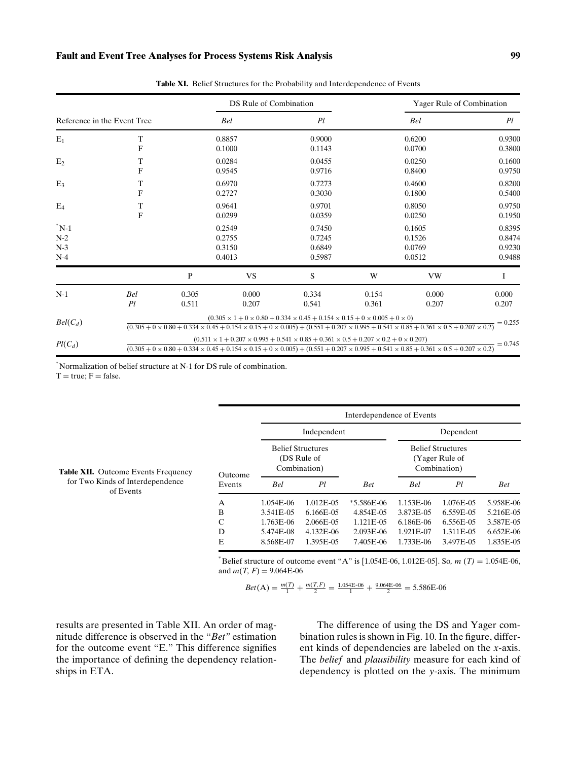**Table XI.** Belief Structures for the Probability and Interdependence of Events

| Reference in the Event Tree | | | DS Rule of Combination *Bel* | DS Rule of Combination *Pl* | | Yager Rule of Combination *Bel* | Yager Rule of Combination *Pl* |
|---|---|---|---|---|---|---|---|
| $E_1$ | T | | 0.8857 | 0.9000 | | 0.6200 | 0.9300 |
| | F | | 0.1000 | 0.1143 | | 0.0700 | 0.3800 |
| $E_2$ | T | | 0.0284 | 0.0455 | | 0.0250 | 0.1600 |
| | F | | 0.9545 | 0.9716 | | 0.8400 | 0.9750 |
| $E_3$ | T | | 0.6970 | 0.7273 | | 0.4600 | 0.8200 |
| | F | | 0.2727 | 0.3030 | | 0.1800 | 0.5400 |
| $E_4$ | T | | 0.9641 | 0.9701 | | 0.8050 | 0.9750 |
| | F | | 0.0299 | 0.0359 | | 0.0250 | 0.1950 |
| *N-1 | | | 0.2549 | 0.7450 | | 0.1605 | 0.8395 |
| N-2 | | | 0.2755 | 0.7245 | | 0.1526 | 0.8474 |
| N-3 | | | 0.3150 | 0.6849 | | 0.0769 | 0.9230 |
| N-4 | | | 0.4013 | 0.5987 | | 0.0512 | 0.9488 |
| | | P | VS | S | W | VW | I |
| N-1 | *Bel* | 0.305 | 0.000 | 0.334 | 0.154 | 0.000 | 0.000 |
| | *Pl* | 0.511 | 0.207 | 0.541 | 0.361 | 0.207 | 0.207 |

$$Bel(C_d) \quad \frac{(0.305 \times 1 + 0 \times 0.80 + 0.334 \times 0.45 + 0.154 \times 0.15 + 0 \times 0.005 + 0 \times 0)}{(0.305 + 0 \times 0.80 + 0.334 \times 0.45 + 0.154 \times 0.15 + 0 \times 0.005) + (0.551 + 0.207 \times 0.995 + 0.541 \times 0.85 + 0.361 \times 0.5 + 0.207 \times 0.2)} = 0.255$$

$$Pl(C_d) \quad \frac{(0.511 \times 1 + 0.207 \times 0.995 + 0.541 \times 0.85 + 0.361 \times 0.5 + 0.207 \times 0.2 + 0 \times 0.207)}{(0.305 + 0 \times 0.80 + 0.334 \times 0.45 + 0.154 \times 0.15 + 0 \times 0.005) + (0.551 + 0.207 \times 0.995 + 0.541 \times 0.85 + 0.361 \times 0.5 + 0.207 \times 0.2)} = 0.745$$

*Normalization of belief structure at N-1 for DS rule of combination.
T = true; F = false.

**Table XII.** Outcome Events Frequency for Two Kinds of Interdependence of Events

| Outcome Events | Independent: Belief Structures (DS Rule of Combination) *Bel* | Independent: Belief Structures (DS Rule of Combination) *Pl* | Independent *Bet* | Dependent: Belief Structures (Yager Rule of Combination) *Bel* | Dependent: Belief Structures (Yager Rule of Combination) *Pl* | Dependent *Bet* |
|---|---|---|---|---|---|---|
| A | 1.054E-06 | 1.012E-05 | *5.586E-06 | 1.153E-06 | 1.076E-05 | 5.958E-06 |
| B | 3.541E-05 | 6.166E-05 | 4.854E-05 | 3.873E-05 | 6.559E-05 | 5.216E-05 |
| C | 1.763E-06 | 2.066E-05 | 1.121E-05 | 6.186E-06 | 6.556E-05 | 3.587E-05 |
| D | 5.474E-08 | 4.132E-06 | 2.093E-06 | 1.921E-07 | 1.311E-05 | 6.652E-06 |
| E | 8.568E-07 | 1.395E-05 | 7.405E-06 | 1.733E-06 | 3.497E-05 | 1.835E-05 |

*Belief structure of outcome event "A" is [1.054E-06, 1.012E-05]. So, $m(T) = 1.054\text{E-06}$, and $m(T, F) = 9.064\text{E-06}$

$$Bet(\text{A}) = \frac{m(T)}{1} + \frac{m(T,F)}{2} = \frac{1.054\text{E-06}}{1} + \frac{9.064\text{E-06}}{2} = 5.586\text{E-06}$$

results are presented in Table XII. An order of magnitude difference is observed in the "*Bet*" estimation for the outcome event "E." This difference signifies the importance of defining the dependency relationships in ETA.

The difference of using the DS and Yager combination rules is shown in Fig. 10. In the figure, different kinds of dependencies are labeled on the *x*-axis. The *belief* and *plausibility* measure for each kind of dependency is plotted on the *y*-axis. The minimum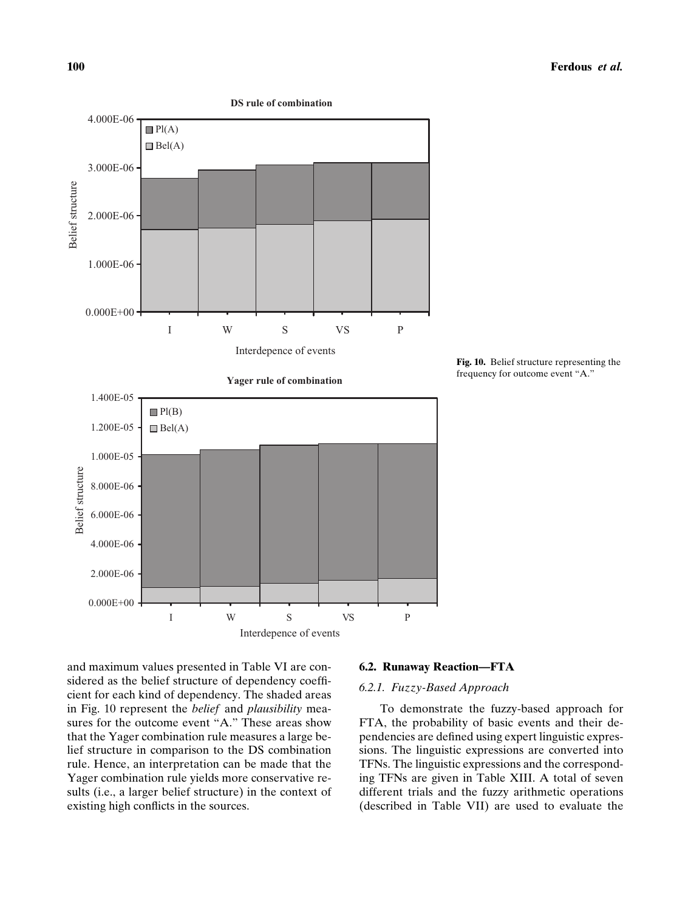Fig. 10. Belief structure representing the frequency for outcome event "A."

and maximum values presented in Table VI are considered as the belief structure of dependency coefficient for each kind of dependency. The shaded areas in Fig. 10 represent the *belief* and *plausibility* measures for the outcome event "A." These areas show that the Yager combination rule measures a large belief structure in comparison to the DS combination rule. Hence, an interpretation can be made that the Yager combination rule yields more conservative results (i.e., a larger belief structure) in the context of existing high conflicts in the sources.

## 6.2. Runaway Reaction—FTA

### 6.2.1. Fuzzy-Based Approach

To demonstrate the fuzzy-based approach for FTA, the probability of basic events and their dependencies are defined using expert linguistic expressions. The linguistic expressions are converted into TFNs. The linguistic expressions and the corresponding TFNs are given in Table XIII. A total of seven different trials and the fuzzy arithmetic operations (described in Table VII) are used to evaluate the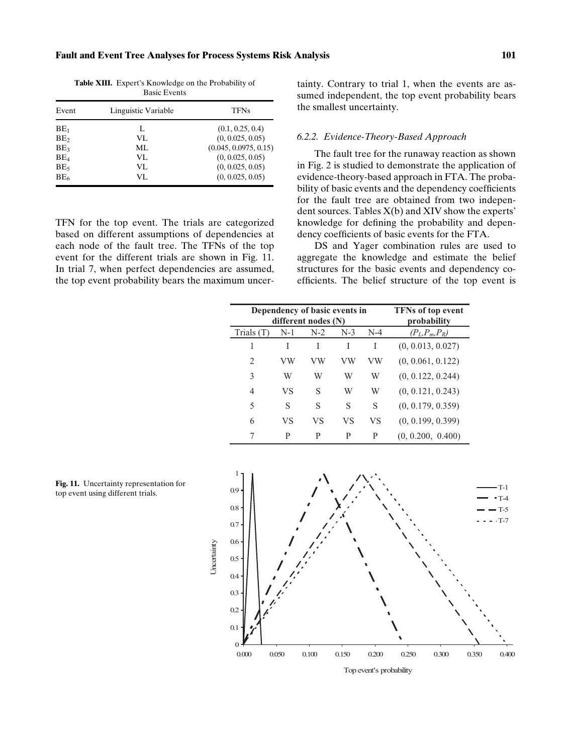**Table XIII.** Expert's Knowledge on the Probability of Basic Events

| Event | Linguistic Variable | TFNs |
|---|---|---|
| $BE_1$ | L | (0.1, 0.25, 0.4) |
| $BE_2$ | VL | (0, 0.025, 0.05) |
| $BE_3$ | ML | (0.045, 0.0975, 0.15) |
| $BE_4$ | VL | (0, 0.025, 0.05) |
| $BE_5$ | VL | (0, 0.025, 0.05) |
| $BE_6$ | VL | (0, 0.025, 0.05) |

TFN for the top event. The trials are categorized based on different assumptions of dependencies at each node of the fault tree. The TFNs of the top event for the different trials are shown in Fig. 11. In trial 7, when perfect dependencies are assumed, the top event probability bears the maximum uncertainty. Contrary to trial 1, when the events are assumed independent, the top event probability bears the smallest uncertainty.

#### 6.2.2. Evidence-Theory-Based Approach

The fault tree for the runaway reaction as shown in Fig. 2 is studied to demonstrate the application of evidence-theory-based approach in FTA. The probability of basic events and the dependency coefficients for the fault tree are obtained from two independent sources. Tables X(b) and XIV show the experts' knowledge for defining the probability and dependency coefficients of basic events for the FTA.

DS and Yager combination rules are used to aggregate the knowledge and estimate the belief structures for the basic events and dependency coefficients. The belief structure of the top event is

| Dependency of basic events in different nodes (N) | | | | | TFNs of top event probability |
|---|---|---|---|---|---|
| Trials (T) | N-1 | N-2 | N-3 | N-4 | $(P_L, P_m, P_R)$ |
| 1 | I | I | I | I | (0, 0.013, 0.027) |
| 2 | VW | VW | VW | VW | (0, 0.061, 0.122) |
| 3 | W | W | W | W | (0, 0.122, 0.244) |
| 4 | VS | S | W | W | (0, 0.121, 0.243) |
| 5 | S | S | S | S | (0, 0.179, 0.359) |
| 6 | VS | VS | VS | VS | (0, 0.199, 0.399) |
| 7 | P | P | P | P | (0, 0.200, 0.400) |

**Fig. 11.** Uncertainty representation for top event using different trials.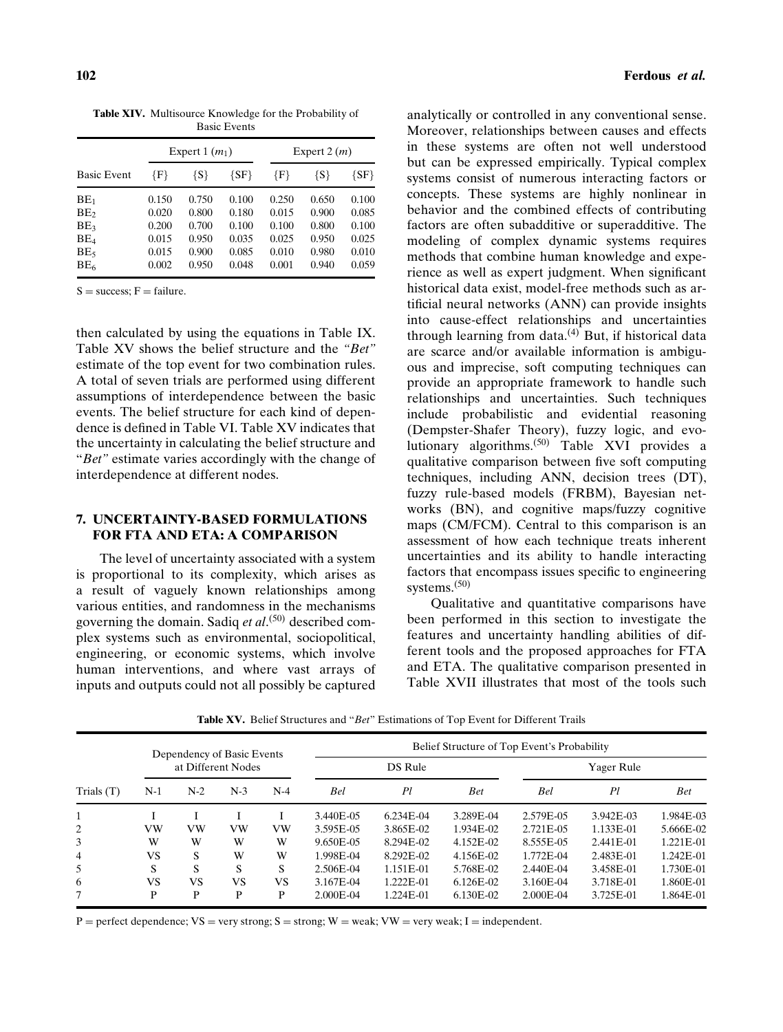**Table XIV.** Multisource Knowledge for the Probability of Basic Events

| | Expert 1 ($m_1$) | | | Expert 2 ($m$) | | |
|---|---|---|---|---|---|---|
| Basic Event | {F} | {S} | {SF} | {F} | {S} | {SF} |
| $BE_1$ | 0.150 | 0.750 | 0.100 | 0.250 | 0.650 | 0.100 |
| $BE_2$ | 0.020 | 0.800 | 0.180 | 0.015 | 0.900 | 0.085 |
| $BE_3$ | 0.200 | 0.700 | 0.100 | 0.100 | 0.800 | 0.100 |
| $BE_4$ | 0.015 | 0.950 | 0.035 | 0.025 | 0.950 | 0.025 |
| $BE_5$ | 0.015 | 0.900 | 0.085 | 0.010 | 0.980 | 0.010 |
| $BE_6$ | 0.002 | 0.950 | 0.048 | 0.001 | 0.940 | 0.059 |

S = success; F = failure.

then calculated by using the equations in Table IX. Table XV shows the belief structure and the *"Bet"* estimate of the top event for two combination rules. A total of seven trials are performed using different assumptions of interdependence between the basic events. The belief structure for each kind of dependence is defined in Table VI. Table XV indicates that the uncertainty in calculating the belief structure and "*Bet"* estimate varies accordingly with the change of interdependence at different nodes.

## 7. UNCERTAINTY-BASED FORMULATIONS FOR FTA AND ETA: A COMPARISON

The level of uncertainty associated with a system is proportional to its complexity, which arises as a result of vaguely known relationships among various entities, and randomness in the mechanisms governing the domain. Sadiq *et al*.[50] described complex systems such as environmental, sociopolitical, engineering, or economic systems, which involve human interventions, and where vast arrays of inputs and outputs could not all possibly be captured analytically or controlled in any conventional sense. Moreover, relationships between causes and effects in these systems are often not well understood but can be expressed empirically. Typical complex systems consist of numerous interacting factors or concepts. These systems are highly nonlinear in behavior and the combined effects of contributing factors are often subadditive or superadditive. The modeling of complex dynamic systems requires methods that combine human knowledge and experience as well as expert judgment. When significant historical data exist, model-free methods such as artificial neural networks (ANN) can provide insights into cause-effect relationships and uncertainties through learning from data.[4] But, if historical data are scarce and/or available information is ambiguous and imprecise, soft computing techniques can provide an appropriate framework to handle such relationships and uncertainties. Such techniques include probabilistic and evidential reasoning (Dempster-Shafer Theory), fuzzy logic, and evolutionary algorithms.[50] Table XVI provides a qualitative comparison between five soft computing techniques, including ANN, decision trees (DT), fuzzy rule-based models (FRBM), Bayesian networks (BN), and cognitive maps/fuzzy cognitive maps (CM/FCM). Central to this comparison is an assessment of how each technique treats inherent uncertainties and its ability to handle interacting factors that encompass issues specific to engineering systems.[50]

Qualitative and quantitative comparisons have been performed in this section to investigate the features and uncertainty handling abilities of different tools and the proposed approaches for FTA and ETA. The qualitative comparison presented in Table XVII illustrates that most of the tools such

**Table XV.** Belief Structures and "*Bet*" Estimations of Top Event for Different Trails

| | Dependency of Basic Events at Different Nodes | | | | Belief Structure of Top Event's Probability | | | | | |
|---|---|---|---|---|---|---|---|---|---|---|
| | | | | | DS Rule | | | Yager Rule | | |
| Trials (T) | N-1 | N-2 | N-3 | N-4 | *Bel* | *Pl* | *Bet* | *Bel* | *Pl* | *Bet* |
| 1 | I | I | I | I | 3.440E-05 | 6.234E-04 | 3.289E-04 | 2.579E-05 | 3.942E-03 | 1.984E-03 |
| 2 | VW | VW | VW | VW | 3.595E-05 | 3.865E-02 | 1.934E-02 | 2.721E-05 | 1.133E-01 | 5.666E-02 |
| 3 | W | W | W | W | 9.650E-05 | 8.294E-02 | 4.152E-02 | 8.555E-05 | 2.441E-01 | 1.221E-01 |
| 4 | VS | S | W | W | 1.998E-04 | 8.292E-02 | 4.156E-02 | 1.772E-04 | 2.483E-01 | 1.242E-01 |
| 5 | S | S | S | S | 2.506E-04 | 1.151E-01 | 5.768E-02 | 2.440E-04 | 3.458E-01 | 1.730E-01 |
| 6 | VS | VS | VS | VS | 3.167E-04 | 1.222E-01 | 6.126E-02 | 3.160E-04 | 3.718E-01 | 1.860E-01 |
| 7 | P | P | P | P | 2.000E-04 | 1.224E-01 | 6.130E-02 | 2.000E-04 | 3.725E-01 | 1.864E-01 |

P = perfect dependence; VS = very strong; S = strong; W = weak; VW = very weak; I = independent.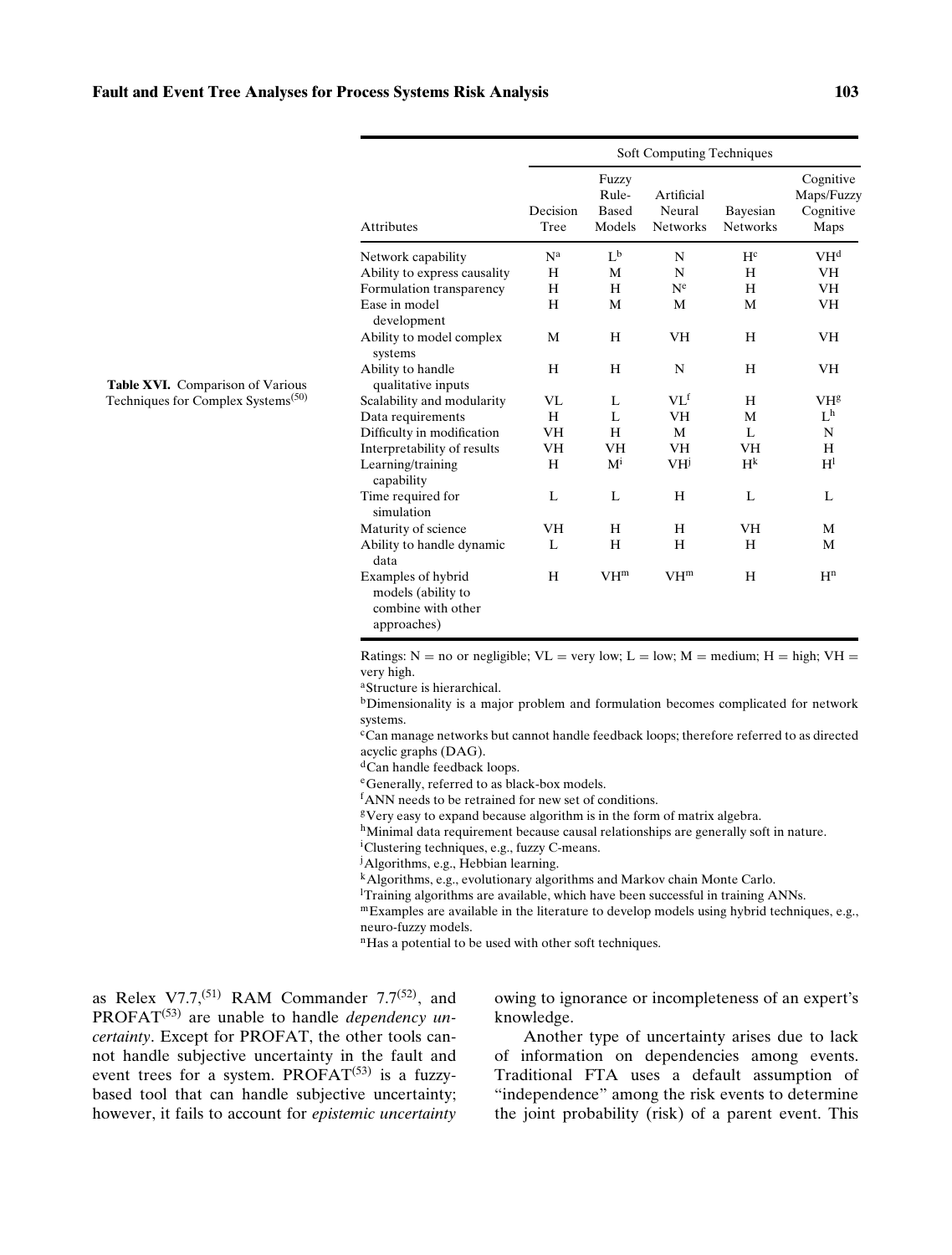**Table XVI.** Comparison of Various Techniques for Complex Systems[50]

| Attributes | Decision Tree | Soft Computing Techniques | | | |
|---|---|---|---|---|---|
| | | Fuzzy Rule-Based Models | Artificial Neural Networks | Bayesian Networks | Cognitive Maps/Fuzzy Cognitive Maps |
| Network capability | N[a] | L[b] | N | H[c] | VH[d] |
| Ability to express causality | H | M | N | H | VH |
| Formulation transparency | H | H | N[e] | H | VH |
| Ease in model development | H | M | M | M | VH |
| Ability to model complex systems | M | H | VH | H | VH |
| Ability to handle qualitative inputs | H | H | N | H | VH |
| Scalability and modularity | VL | L | VL[f] | H | VH[g] |
| Data requirements | H | L | VH | M | L[h] |
| Difficulty in modification | VH | H | M | L | N |
| Interpretability of results | VH | VH | VH | VH | H |
| Learning/training capability | H | M[i] | VH[j] | H[k] | H[l] |
| Time required for simulation | L | L | H | L | L |
| Maturity of science | VH | H | H | VH | M |
| Ability to handle dynamic data | L | H | H | H | M |
| Examples of hybrid models (ability to combine with other approaches) | H | VH[m] | VH[m] | H | H[n] |

Ratings: N = no or negligible; VL = very low; L = low; M = medium; H = high; VH = very high.

[a]Structure is hierarchical.

[b]Dimensionality is a major problem and formulation becomes complicated for network systems.

[c]Can manage networks but cannot handle feedback loops; therefore referred to as directed acyclic graphs (DAG).

[d]Can handle feedback loops.

[e]Generally, referred to as black-box models.

[f]ANN needs to be retrained for new set of conditions.

[g]Very easy to expand because algorithm is in the form of matrix algebra.

[h]Minimal data requirement because causal relationships are generally soft in nature.

[i]Clustering techniques, e.g., fuzzy C-means.

[j]Algorithms, e.g., Hebbian learning.

[k]Algorithms, e.g., evolutionary algorithms and Markov chain Monte Carlo.

[l]Training algorithms are available, which have been successful in training ANNs.

[m]Examples are available in the literature to develop models using hybrid techniques, e.g., neuro-fuzzy models.

[n]Has a potential to be used with other soft techniques.

as Relex V7.7,[51] RAM Commander 7.7[52], and PROFAT[53] are unable to handle *dependency uncertainty*. Except for PROFAT, the other tools cannot handle subjective uncertainty in the fault and event trees for a system. PROFAT[53] is a fuzzy-based tool that can handle subjective uncertainty; however, it fails to account for *epistemic uncertainty* owing to ignorance or incompleteness of an expert's knowledge.

Another type of uncertainty arises due to lack of information on dependencies among events. Traditional FTA uses a default assumption of "independence" among the risk events to determine the joint probability (risk) of a parent event. This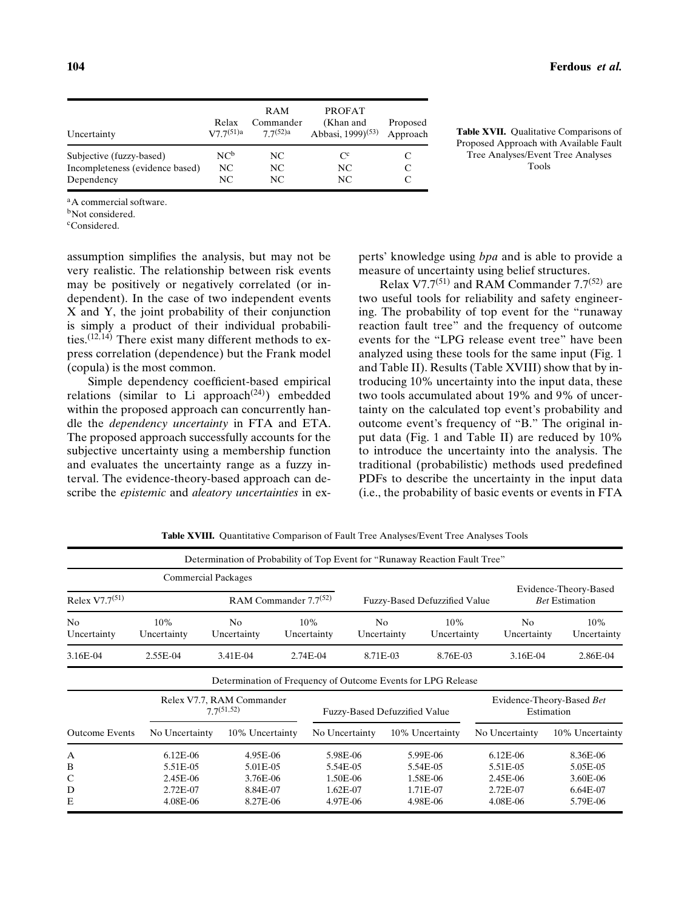| Uncertainty | Relax V7.7[51]a | RAM Commander 7.7[52]a | PROFAT (Khan and Abbasi, 1999)[53] | Proposed Approach |
|---|---|---|---|---|
| Subjective (fuzzy-based) | NC[b] | NC | C[c] | C |
| Incompleteness (evidence based) | NC | NC | NC | C |
| Dependency | NC | NC | NC | C |

[a]A commercial software.
[b]Not considered.
[c]Considered.

**Table XVII.** Qualitative Comparisons of Proposed Approach with Available Fault Tree Analyses/Event Tree Analyses Tools

assumption simplifies the analysis, but may not be very realistic. The relationship between risk events may be positively or negatively correlated (or independent). In the case of two independent events X and Y, the joint probability of their conjunction is simply a product of their individual probabilities.[12,14] There exist many different methods to express correlation (dependence) but the Frank model (copula) is the most common.

Simple dependency coefficient-based empirical relations (similar to Li approach[24]) embedded within the proposed approach can concurrently handle the *dependency uncertainty* in FTA and ETA. The proposed approach successfully accounts for the subjective uncertainty using a membership function and evaluates the uncertainty range as a fuzzy interval. The evidence-theory-based approach can describe the *epistemic* and *aleatory uncertainties* in experts' knowledge using *bpa* and is able to provide a measure of uncertainty using belief structures.

Relax V7.7[51] and RAM Commander 7.7[52] are two useful tools for reliability and safety engineering. The probability of top event for the "runaway reaction fault tree" and the frequency of outcome events for the "LPG release event tree" have been analyzed using these tools for the same input (Fig. 1 and Table II). Results (Table XVIII) show that by introducing 10% uncertainty into the input data, these two tools accumulated about 19% and 9% of uncertainty on the calculated top event's probability and outcome event's frequency of "B." The original input data (Fig. 1 and Table II) are reduced by 10% to introduce the uncertainty into the analysis. The traditional (probabilistic) methods used predefined PDFs to describe the uncertainty in the input data (i.e., the probability of basic events or events in FTA

**Table XVIII.** Quantitative Comparison of Fault Tree Analyses/Event Tree Analyses Tools

| Determination of Probability of Top Event for "Runaway Reaction Fault Tree" | | | | | | | |
|---|---|---|---|---|---|---|---|
| Commercial Packages | | | | | | | |
| Relex V7.7[51] | | RAM Commander 7.7[52] | | Fuzzy-Based Defuzzified Value | | Evidence-Theory-Based *Bet* Estimation | |
| No Uncertainty | 10% Uncertainty | No Uncertainty | 10% Uncertainty | No Uncertainty | 10% Uncertainty | No Uncertainty | 10% Uncertainty |
| 3.16E-04 | 2.55E-04 | 3.41E-04 | 2.74E-04 | 8.71E-03 | 8.76E-03 | 3.16E-04 | 2.86E-04 |

| Determination of Frequency of Outcome Events for LPG Release | | | | | | |
|---|---|---|---|---|---|---|
| | Relex V7.7, RAM Commander 7.7[51,52] | | Fuzzy-Based Defuzzified Value | | Evidence-Theory-Based *Bet* Estimation | |
| Outcome Events | No Uncertainty | 10% Uncertainty | No Uncertainty | 10% Uncertainty | No Uncertainty | 10% Uncertainty |
| A | 6.12E-06 | 4.95E-06 | 5.98E-06 | 5.99E-06 | 6.12E-06 | 8.36E-06 |
| B | 5.51E-05 | 5.01E-05 | 5.54E-05 | 5.54E-05 | 5.51E-05 | 5.05E-05 |
| C | 2.45E-06 | 3.76E-06 | 1.50E-06 | 1.58E-06 | 2.45E-06 | 3.60E-06 |
| D | 2.72E-07 | 8.84E-07 | 1.62E-07 | 1.71E-07 | 2.72E-07 | 6.64E-07 |
| E | 4.08E-06 | 8.27E-06 | 4.97E-06 | 4.98E-06 | 4.08E-06 | 5.79E-06 |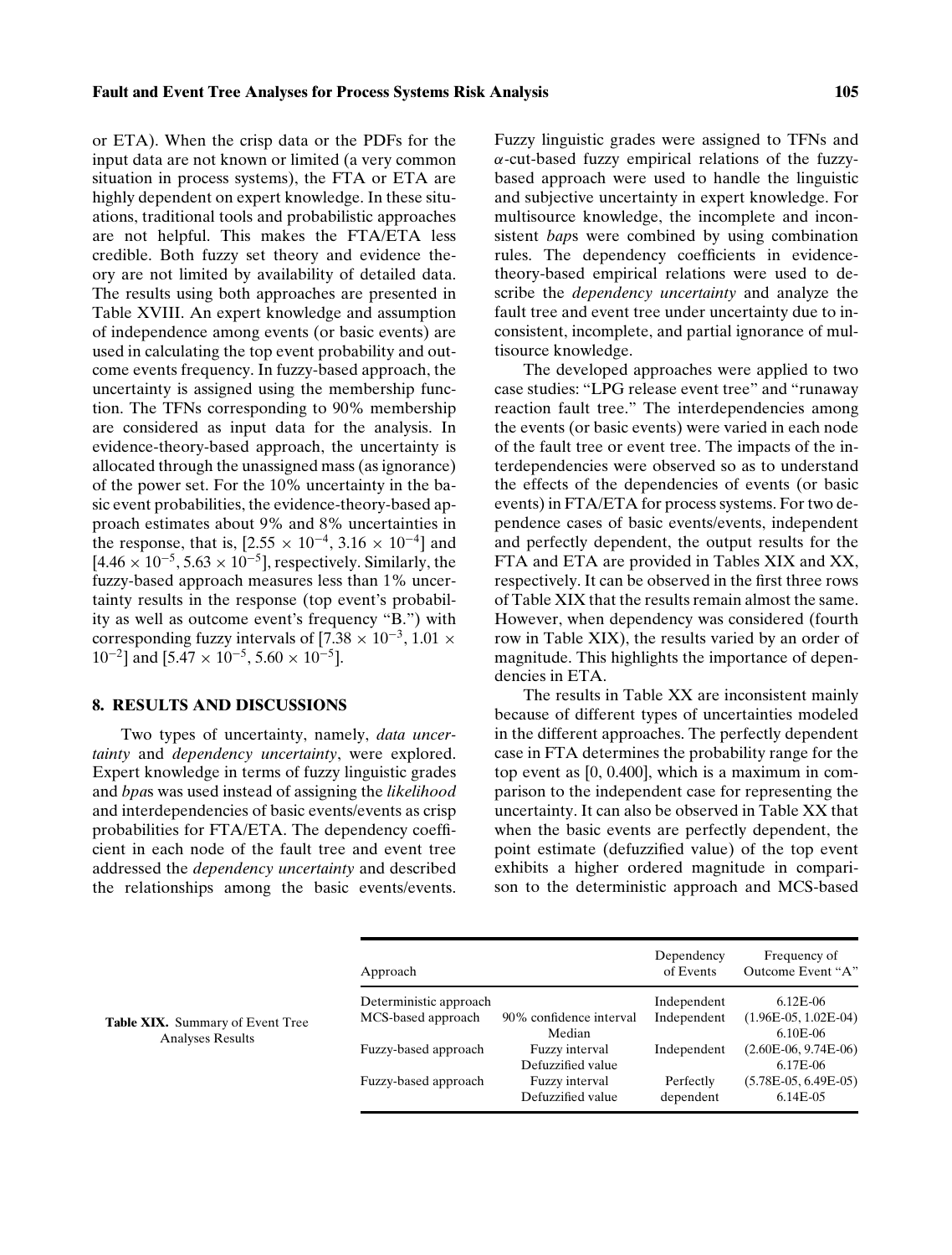or ETA). When the crisp data or the PDFs for the input data are not known or limited (a very common situation in process systems), the FTA or ETA are highly dependent on expert knowledge. In these situations, traditional tools and probabilistic approaches are not helpful. This makes the FTA/ETA less credible. Both fuzzy set theory and evidence theory are not limited by availability of detailed data. The results using both approaches are presented in Table XVIII. An expert knowledge and assumption of independence among events (or basic events) are used in calculating the top event probability and outcome events frequency. In fuzzy-based approach, the uncertainty is assigned using the membership function. The TFNs corresponding to 90% membership are considered as input data for the analysis. In evidence-theory-based approach, the uncertainty is allocated through the unassigned mass (as ignorance) of the power set. For the 10% uncertainty in the basic event probabilities, the evidence-theory-based approach estimates about 9% and 8% uncertainties in the response, that is, $[2.55 \times 10^{-4}, 3.16 \times 10^{-4}]$ and $[4.46 \times 10^{-5}, 5.63 \times 10^{-5}]$, respectively. Similarly, the fuzzy-based approach measures less than 1% uncertainty results in the response (top event's probability as well as outcome event's frequency "B.") with corresponding fuzzy intervals of $[7.38 \times 10^{-3}, 1.01 \times 10^{-2}]$ and $[5.47 \times 10^{-5}, 5.60 \times 10^{-5}]$.

## 8. RESULTS AND DISCUSSIONS

Two types of uncertainty, namely, *data uncertainty* and *dependency uncertainty*, were explored. Expert knowledge in terms of fuzzy linguistic grades and *bpa*s was used instead of assigning the *likelihood* and interdependencies of basic events/events as crisp probabilities for FTA/ETA. The dependency coefficient in each node of the fault tree and event tree addressed the *dependency uncertainty* and described the relationships among the basic events/events. Fuzzy linguistic grades were assigned to TFNs and $\alpha$-cut-based fuzzy empirical relations of the fuzzy-based approach were used to handle the linguistic and subjective uncertainty in expert knowledge. For multisource knowledge, the incomplete and inconsistent *bap*s were combined by using combination rules. The dependency coefficients in evidence-theory-based empirical relations were used to describe the *dependency uncertainty* and analyze the fault tree and event tree under uncertainty due to inconsistent, incomplete, and partial ignorance of multisource knowledge.

The developed approaches were applied to two case studies: "LPG release event tree" and "runaway reaction fault tree." The interdependencies among the events (or basic events) were varied in each node of the fault tree or event tree. The impacts of the interdependencies were observed so as to understand the effects of the dependencies of events (or basic events) in FTA/ETA for process systems. For two dependence cases of basic events/events, independent and perfectly dependent, the output results for the FTA and ETA are provided in Tables XIX and XX, respectively. It can be observed in the first three rows of Table XIX that the results remain almost the same. However, when dependency was considered (fourth row in Table XIX), the results varied by an order of magnitude. This highlights the importance of dependencies in ETA.

The results in Table XX are inconsistent mainly because of different types of uncertainties modeled in the different approaches. The perfectly dependent case in FTA determines the probability range for the top event as [0, 0.400], which is a maximum in comparison to the independent case for representing the uncertainty. It can also be observed in Table XX that when the basic events are perfectly dependent, the point estimate (defuzzified value) of the top event exhibits a higher ordered magnitude in comparison to the deterministic approach and MCS-based

**Table XIX.** Summary of Event Tree Analyses Results

| Approach | | Dependency of Events | Frequency of Outcome Event "A" |
|---|---|---|---|
| Deterministic approach | | Independent | 6.12E-06 |
| MCS-based approach | 90% confidence interval | Independent | (1.96E-05, 1.02E-04) |
| | Median | | 6.10E-06 |
| Fuzzy-based approach | Fuzzy interval | Independent | (2.60E-06, 9.74E-06) |
| | Defuzzified value | | 6.17E-06 |
| Fuzzy-based approach | Fuzzy interval | Perfectly dependent | (5.78E-05, 6.49E-05) |
| | Defuzzified value | | 6.14E-05 |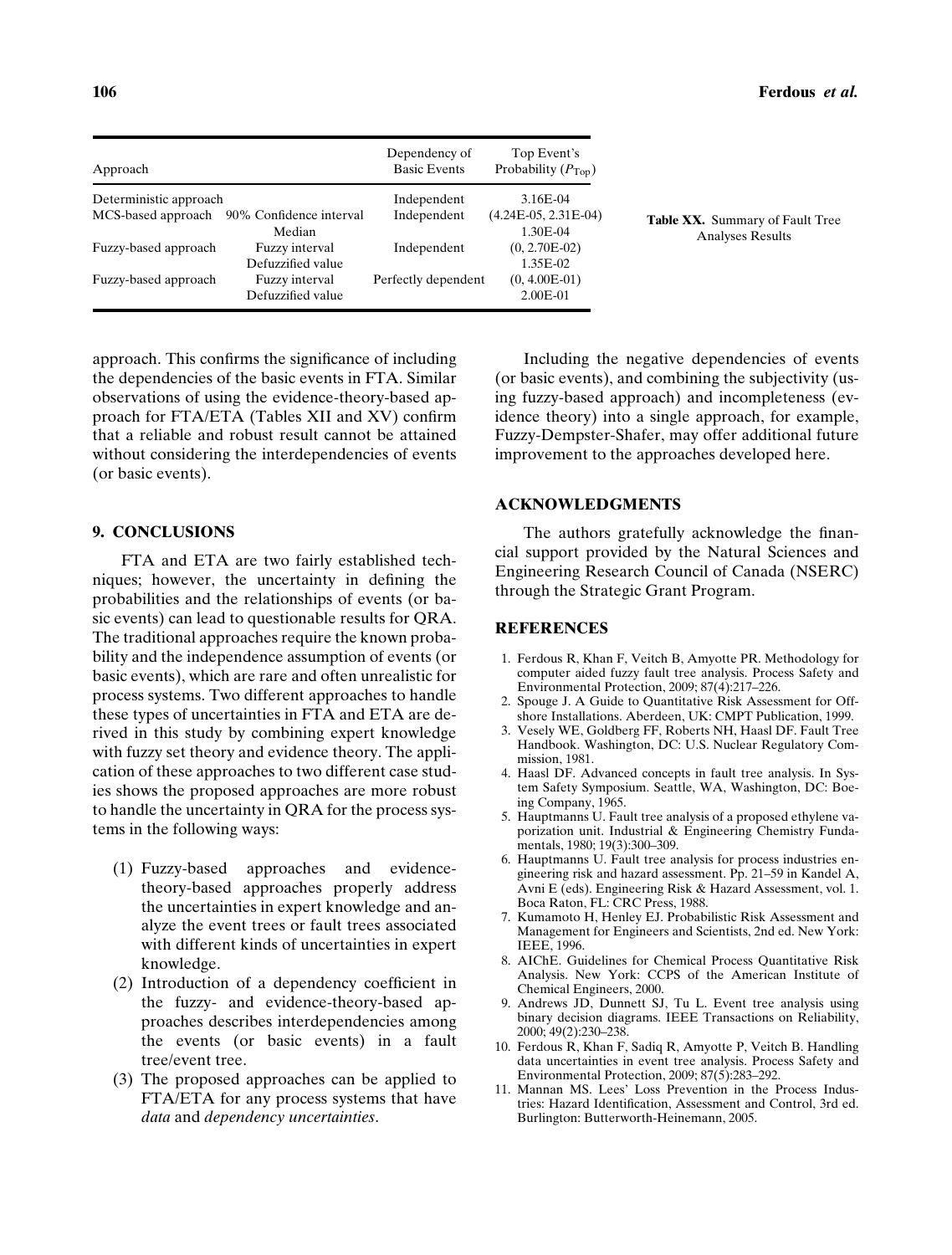**Table XX.** Summary of Fault Tree Analyses Results

| Approach | | Dependency of Basic Events | Top Event's Probability ($P_{Top}$) |
|---|---|---|---|
| Deterministic approach | | Independent | 3.16E-04 |
| MCS-based approach | 90% Confidence interval | Independent | (4.24E-05, 2.31E-04) |
| | Median | | 1.30E-04 |
| Fuzzy-based approach | Fuzzy interval | Independent | (0, 2.70E-02) |
| | Defuzzified value | | 1.35E-02 |
| Fuzzy-based approach | Fuzzy interval | Perfectly dependent | (0, 4.00E-01) |
| | Defuzzified value | | 2.00E-01 |

approach. This confirms the significance of including the dependencies of the basic events in FTA. Similar observations of using the evidence-theory-based approach for FTA/ETA (Tables XII and XV) confirm that a reliable and robust result cannot be attained without considering the interdependencies of events (or basic events).

## 9. CONCLUSIONS

FTA and ETA are two fairly established techniques; however, the uncertainty in defining the probabilities and the relationships of events (or basic events) can lead to questionable results for QRA. The traditional approaches require the known probability and the independence assumption of events (or basic events), which are rare and often unrealistic for process systems. Two different approaches to handle these types of uncertainties in FTA and ETA are derived in this study by combining expert knowledge with fuzzy set theory and evidence theory. The application of these approaches to two different case studies shows the proposed approaches are more robust to handle the uncertainty in QRA for the process systems in the following ways:

(1) Fuzzy-based approaches and evidence-theory-based approaches properly address the uncertainties in expert knowledge and analyze the event trees or fault trees associated with different kinds of uncertainties in expert knowledge.
(2) Introduction of a dependency coefficient in the fuzzy- and evidence-theory-based approaches describes interdependencies among the events (or basic events) in a fault tree/event tree.
(3) The proposed approaches can be applied to FTA/ETA for any process systems that have *data* and *dependency uncertainties*.

Including the negative dependencies of events (or basic events), and combining the subjectivity (using fuzzy-based approach) and incompleteness (evidence theory) into a single approach, for example, Fuzzy-Dempster-Shafer, may offer additional future improvement to the approaches developed here.

## ACKNOWLEDGMENTS

The authors gratefully acknowledge the financial support provided by the Natural Sciences and Engineering Research Council of Canada (NSERC) through the Strategic Grant Program.

## REFERENCES

1. Ferdous R, Khan F, Veitch B, Amyotte PR. Methodology for computer aided fuzzy fault tree analysis. Process Safety and Environmental Protection, 2009; 87(4):217–226.
2. Spouge J. A Guide to Quantitative Risk Assessment for Offshore Installations. Aberdeen, UK: CMPT Publication, 1999.
3. Vesely WE, Goldberg FF, Roberts NH, Haasl DF. Fault Tree Handbook. Washington, DC: U.S. Nuclear Regulatory Commission, 1981.
4. Haasl DF. Advanced concepts in fault tree analysis. In System Safety Symposium. Seattle, WA, Washington, DC: Boeing Company, 1965.
5. Hauptmanns U. Fault tree analysis of a proposed ethylene vaporization unit. Industrial & Engineering Chemistry Fundamentals, 1980; 19(3):300–309.
6. Hauptmanns U. Fault tree analysis for process industries engineering risk and hazard assessment. Pp. 21–59 in Kandel A, Avni E (eds). Engineering Risk & Hazard Assessment, vol. 1. Boca Raton, FL: CRC Press, 1988.
7. Kumamoto H, Henley EJ. Probabilistic Risk Assessment and Management for Engineers and Scientists, 2nd ed. New York: IEEE, 1996.
8. AIChE. Guidelines for Chemical Process Quantitative Risk Analysis. New York: CCPS of the American Institute of Chemical Engineers, 2000.
9. Andrews JD, Dunnett SJ, Tu L. Event tree analysis using binary decision diagrams. IEEE Transactions on Reliability, 2000; 49(2):230–238.
10. Ferdous R, Khan F, Sadiq R, Amyotte P, Veitch B. Handling data uncertainties in event tree analysis. Process Safety and Environmental Protection, 2009; 87(5):283–292.
11. Mannan MS. Lees' Loss Prevention in the Process Industries: Hazard Identification, Assessment and Control, 3rd ed. Burlington: Butterworth-Heinemann, 2005.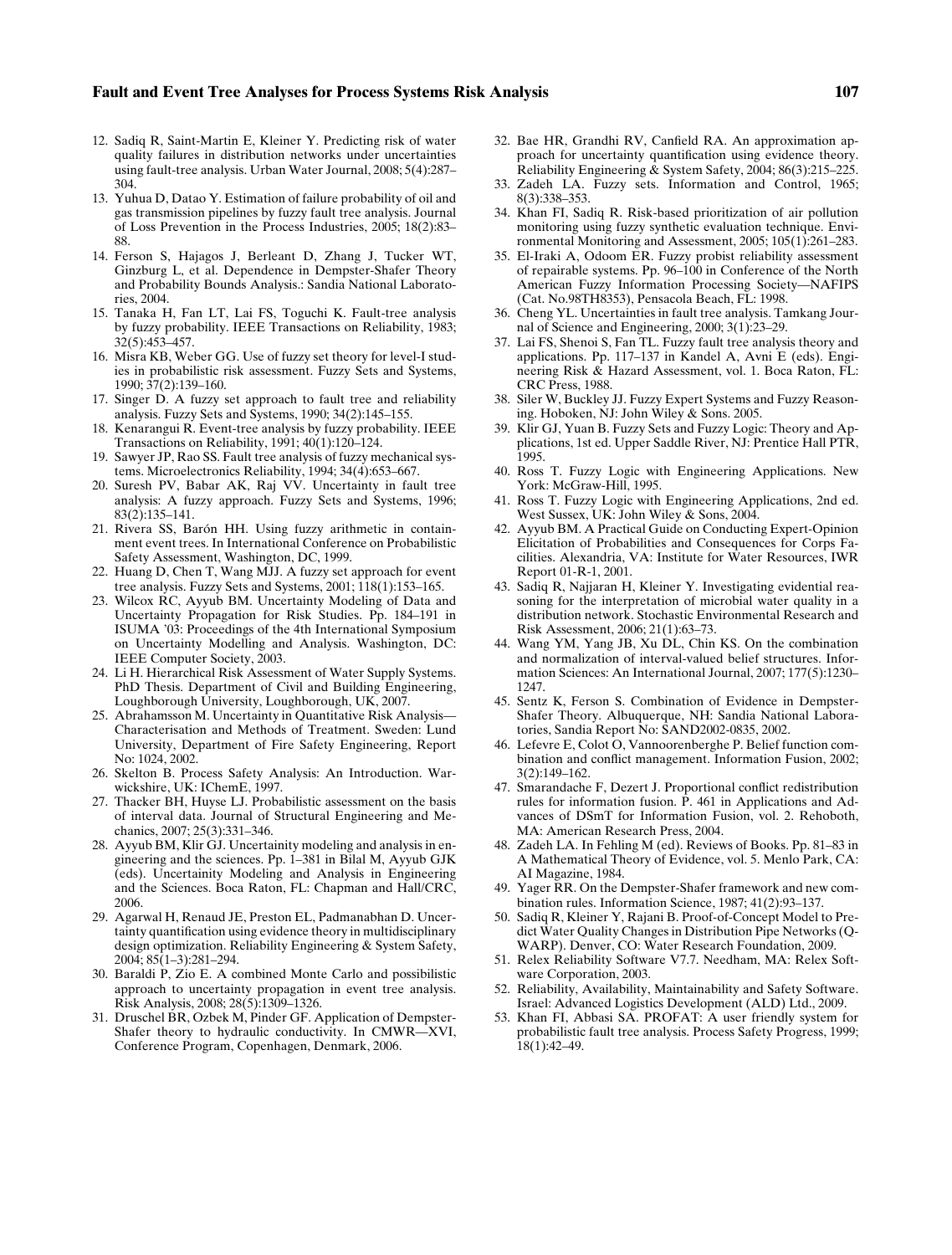12. Sadiq R, Saint-Martin E, Kleiner Y. Predicting risk of water quality failures in distribution networks under uncertainties using fault-tree analysis. Urban Water Journal, 2008; 5(4):287–304.
13. Yuhua D, Datao Y. Estimation of failure probability of oil and gas transmission pipelines by fuzzy fault tree analysis. Journal of Loss Prevention in the Process Industries, 2005; 18(2):83–88.
14. Ferson S, Hajagos J, Berleant D, Zhang J, Tucker WT, Ginzburg L, et al. Dependence in Dempster-Shafer Theory and Probability Bounds Analysis.: Sandia National Laboratories, 2004.
15. Tanaka H, Fan LT, Lai FS, Toguchi K. Fault-tree analysis by fuzzy probability. IEEE Transactions on Reliability, 1983; 32(5):453–457.
16. Misra KB, Weber GG. Use of fuzzy set theory for level-I studies in probabilistic risk assessment. Fuzzy Sets and Systems, 1990; 37(2):139–160.
17. Singer D. A fuzzy set approach to fault tree and reliability analysis. Fuzzy Sets and Systems, 1990; 34(2):145–155.
18. Kenarangui R. Event-tree analysis by fuzzy probability. IEEE Transactions on Reliability, 1991; 40(1):120–124.
19. Sawyer JP, Rao SS. Fault tree analysis of fuzzy mechanical systems. Microelectronics Reliability, 1994; 34(4):653–667.
20. Suresh PV, Babar AK, Raj VV. Uncertainty in fault tree analysis: A fuzzy approach. Fuzzy Sets and Systems, 1996; 83(2):135–141.
21. Rivera SS, Barón HH. Using fuzzy arithmetic in containment event trees. In International Conference on Probabilistic Safety Assessment, Washington, DC, 1999.
22. Huang D, Chen T, Wang MJJ. A fuzzy set approach for event tree analysis. Fuzzy Sets and Systems, 2001; 118(1):153–165.
23. Wilcox RC, Ayyub BM. Uncertainty Modeling of Data and Uncertainty Propagation for Risk Studies. Pp. 184–191 in ISUMA '03: Proceedings of the 4th International Symposium on Uncertainty Modelling and Analysis. Washington, DC: IEEE Computer Society, 2003.
24. Li H. Hierarchical Risk Assessment of Water Supply Systems. PhD Thesis. Department of Civil and Building Engineering, Loughborough University, Loughborough, UK, 2007.
25. Abrahamsson M. Uncertainty in Quantitative Risk Analysis—Characterisation and Methods of Treatment. Sweden: Lund University, Department of Fire Safety Engineering, Report No: 1024, 2002.
26. Skelton B. Process Safety Analysis: An Introduction. Warwickshire, UK: IChemE, 1997.
27. Thacker BH, Huyse LJ. Probabilistic assessment on the basis of interval data. Journal of Structural Engineering and Mechanics, 2007; 25(3):331–346.
28. Ayyub BM, Klir GJ. Uncertainity modeling and analysis in engineering and the sciences. Pp. 1–381 in Bilal M, Ayyub GJK (eds). Uncertainity Modeling and Analysis in Engineering and the Sciences. Boca Raton, FL: Chapman and Hall/CRC, 2006.
29. Agarwal H, Renaud JE, Preston EL, Padmanabhan D. Uncertainty quantification using evidence theory in multidisciplinary design optimization. Reliability Engineering & System Safety, 2004; 85(1–3):281–294.
30. Baraldi P, Zio E. A combined Monte Carlo and possibilistic approach to uncertainty propagation in event tree analysis. Risk Analysis, 2008; 28(5):1309–1326.
31. Druschel BR, Ozbek M, Pinder GF. Application of Dempster-Shafer theory to hydraulic conductivity. In CMWR—XVI, Conference Program, Copenhagen, Denmark, 2006.
32. Bae HR, Grandhi RV, Canfield RA. An approximation approach for uncertainty quantification using evidence theory. Reliability Engineering & System Safety, 2004; 86(3):215–225.
33. Zadeh LA. Fuzzy sets. Information and Control, 1965; 8(3):338–353.
34. Khan FI, Sadiq R. Risk-based prioritization of air pollution monitoring using fuzzy synthetic evaluation technique. Environmental Monitoring and Assessment, 2005; 105(1):261–283.
35. El-Iraki A, Odoom ER. Fuzzy probist reliability assessment of repairable systems. Pp. 96–100 in Conference of the North American Fuzzy Information Processing Society—NAFIPS (Cat. No.98TH8353), Pensacola Beach, FL: 1998.
36. Cheng YL. Uncertainties in fault tree analysis. Tamkang Journal of Science and Engineering, 2000; 3(1):23–29.
37. Lai FS, Shenoi S, Fan TL. Fuzzy fault tree analysis theory and applications. Pp. 117–137 in Kandel A, Avni E (eds). Engineering Risk & Hazard Assessment, vol. 1. Boca Raton, FL: CRC Press, 1988.
38. Siler W, Buckley JJ. Fuzzy Expert Systems and Fuzzy Reasoning. Hoboken, NJ: John Wiley & Sons. 2005.
39. Klir GJ, Yuan B. Fuzzy Sets and Fuzzy Logic: Theory and Applications, 1st ed. Upper Saddle River, NJ: Prentice Hall PTR, 1995.
40. Ross T. Fuzzy Logic with Engineering Applications. New York: McGraw-Hill, 1995.
41. Ross T. Fuzzy Logic with Engineering Applications, 2nd ed. West Sussex, UK: John Wiley & Sons, 2004.
42. Ayyub BM. A Practical Guide on Conducting Expert-Opinion Elicitation of Probabilities and Consequences for Corps Facilities. Alexandria, VA: Institute for Water Resources, IWR Report 01-R-1, 2001.
43. Sadiq R, Najjaran H, Kleiner Y. Investigating evidential reasoning for the interpretation of microbial water quality in a distribution network. Stochastic Environmental Research and Risk Assessment, 2006; 21(1):63–73.
44. Wang YM, Yang JB, Xu DL, Chin KS. On the combination and normalization of interval-valued belief structures. Information Sciences: An International Journal, 2007; 177(5):1230–1247.
45. Sentz K, Ferson S. Combination of Evidence in Dempster-Shafer Theory. Albuquerque, NH: Sandia National Laboratories, Sandia Report No: SAND2002-0835, 2002.
46. Lefevre E, Colot O, Vannoorenberghe P. Belief function combination and conflict management. Information Fusion, 2002; 3(2):149–162.
47. Smarandache F, Dezert J. Proportional conflict redistribution rules for information fusion. P. 461 in Applications and Advances of DSmT for Information Fusion, vol. 2. Rehoboth, MA: American Research Press, 2004.
48. Zadeh LA. In Fehling M (ed). Reviews of Books. Pp. 81–83 in A Mathematical Theory of Evidence, vol. 5. Menlo Park, CA: AI Magazine, 1984.
49. Yager RR. On the Dempster-Shafer framework and new combination rules. Information Science, 1987; 41(2):93–137.
50. Sadiq R, Kleiner Y, Rajani B. Proof-of-Concept Model to Predict Water Quality Changes in Distribution Pipe Networks (Q-WARP). Denver, CO: Water Research Foundation, 2009.
51. Relex Reliability Software V7.7. Needham, MA: Relex Software Corporation, 2003.
52. Reliability, Availability, Maintainability and Safety Software. Israel: Advanced Logistics Development (ALD) Ltd., 2009.
53. Khan FI, Abbasi SA. PROFAT: A user friendly system for probabilistic fault tree analysis. Process Safety Progress, 1999; 18(1):42–49.